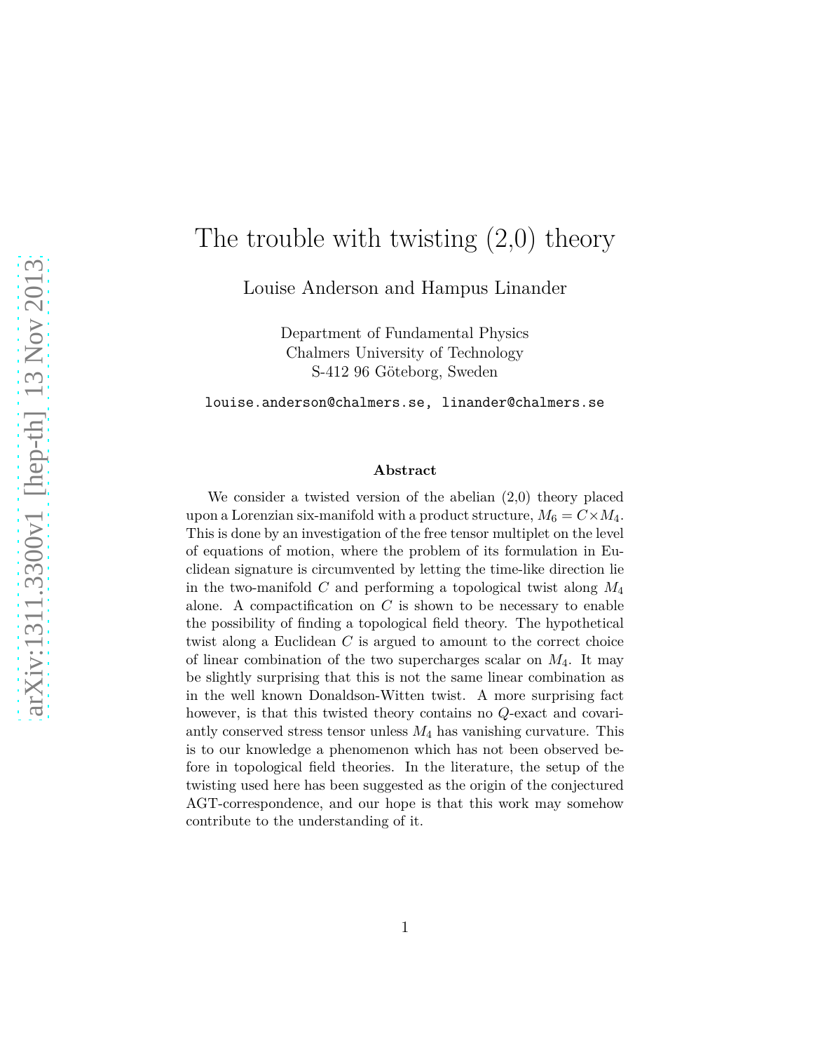# The trouble with twisting (2,0) theory

Louise Anderson and Hampus Linander

Department of Fundamental Physics
Chalmers University of Technology
S-412 96 Göteborg, Sweden

louise.anderson@chalmers.se, linander@chalmers.se

### Abstract

We consider a twisted version of the abelian (2,0) theory placed upon a Lorenzian six-manifold with a product structure, $M_6 = C \times M_4$. This is done by an investigation of the free tensor multiplet on the level of equations of motion, where the problem of its formulation in Euclidean signature is circumvented by letting the time-like direction lie in the two-manifold $C$ and performing a topological twist along $M_4$ alone. A compactification on $C$ is shown to be necessary to enable the possibility of finding a topological field theory. The hypothetical twist along a Euclidean $C$ is argued to amount to the correct choice of linear combination of the two supercharges scalar on $M_4$. It may be slightly surprising that this is not the same linear combination as in the well known Donaldson-Witten twist. A more surprising fact however, is that this twisted theory contains no $Q$-exact and covariantly conserved stress tensor unless $M_4$ has vanishing curvature. This is to our knowledge a phenomenon which has not been observed before in topological field theories. In the literature, the setup of the twisting used here has been suggested as the origin of the conjectured AGT-correspondence, and our hope is that this work may somehow contribute to the understanding of it.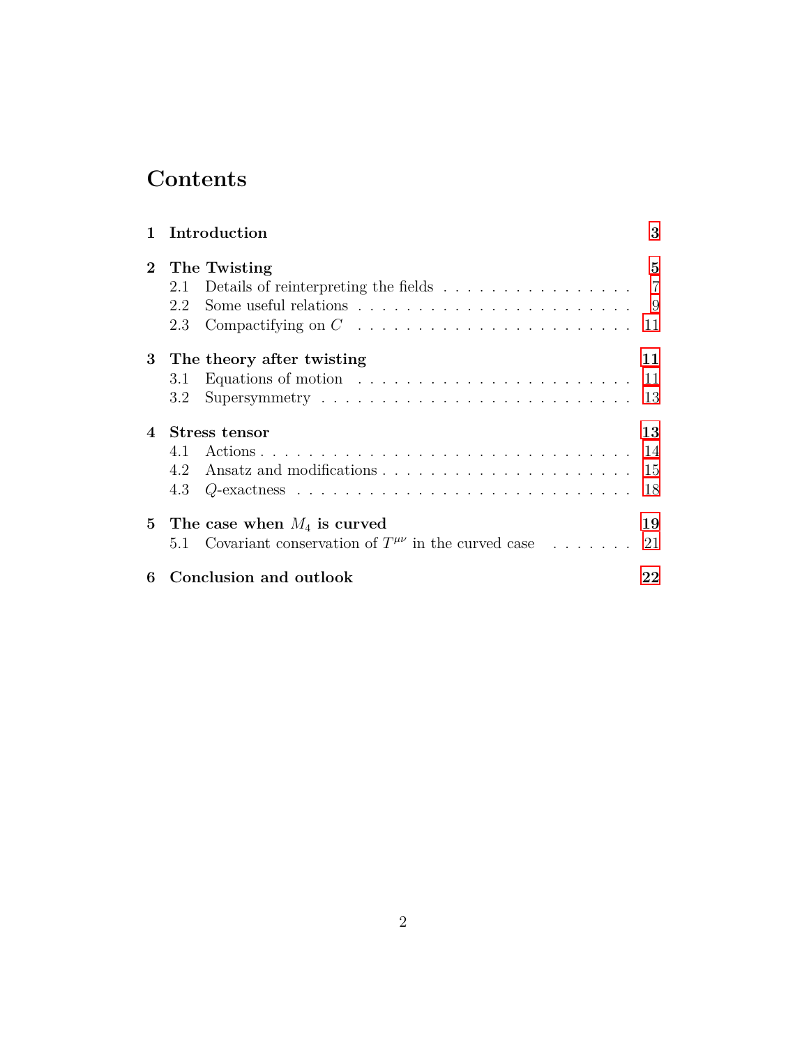# Contents

**1 Introduction** — **3**

**2 The Twisting** — **5**

- 2.1 Details of reinterpreting the fields . . . . . . . . . . . . . . . . . 7
- 2.2 Some useful relations . . . . . . . . . . . . . . . . . . . . . . . . 9
- 2.3 Compactifying on $C$ . . . . . . . . . . . . . . . . . . . . . . . 11

**3 The theory after twisting** — **11**

- 3.1 Equations of motion . . . . . . . . . . . . . . . . . . . . . . . . 11
- 3.2 Supersymmetry . . . . . . . . . . . . . . . . . . . . . . . . . . . 13

**4 Stress tensor** — **13**

- 4.1 Actions . . . . . . . . . . . . . . . . . . . . . . . . . . . . . . . 14
- 4.2 Ansatz and modifications . . . . . . . . . . . . . . . . . . . . . . 15
- 4.3 $Q$-exactness . . . . . . . . . . . . . . . . . . . . . . . . . . . . 18

**5 The case when $M_4$ is curved** — **19**

- 5.1 Covariant conservation of $T^{\mu\nu}$ in the curved case . . . . . . . . 21

**6 Conclusion and outlook** — **22**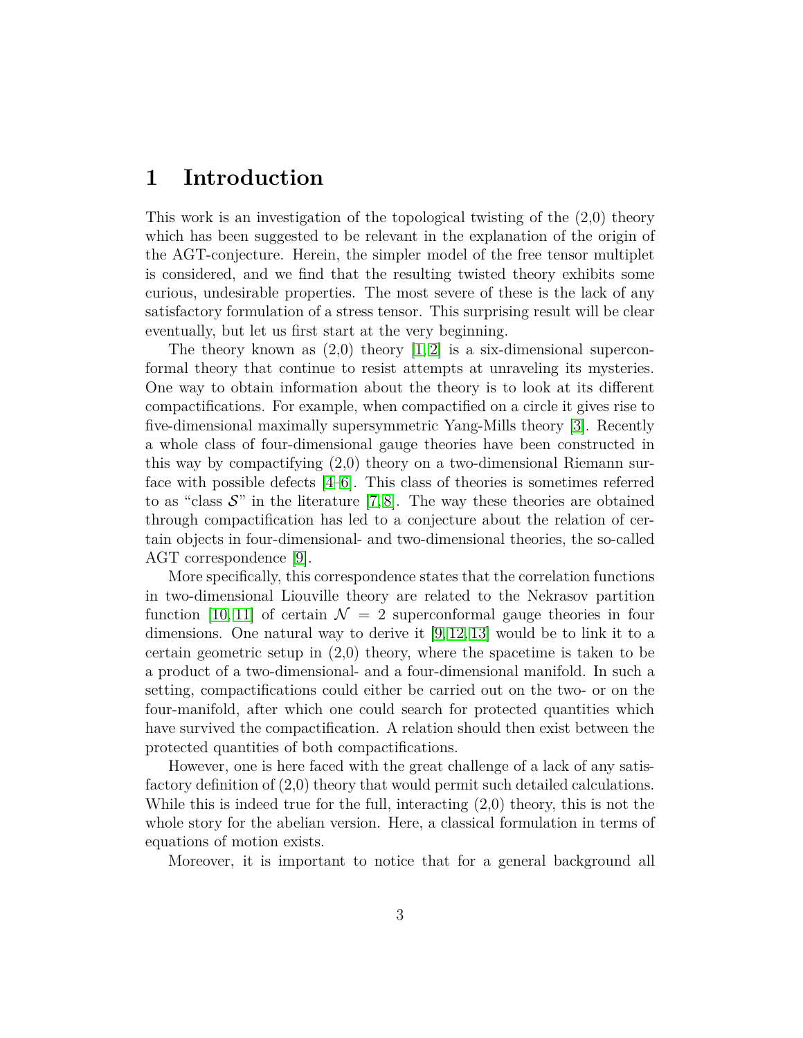# 1 Introduction

This work is an investigation of the topological twisting of the (2,0) theory which has been suggested to be relevant in the explanation of the origin of the AGT-conjecture. Herein, the simpler model of the free tensor multiplet is considered, and we find that the resulting twisted theory exhibits some curious, undesirable properties. The most severe of these is the lack of any satisfactory formulation of a stress tensor. This surprising result will be clear eventually, but let us first start at the very beginning.

The theory known as (2,0) theory [1,2] is a six-dimensional superconformal theory that continue to resist attempts at unraveling its mysteries. One way to obtain information about the theory is to look at its different compactifications. For example, when compactified on a circle it gives rise to five-dimensional maximally supersymmetric Yang-Mills theory [3]. Recently a whole class of four-dimensional gauge theories have been constructed in this way by compactifying (2,0) theory on a two-dimensional Riemann surface with possible defects [4–6]. This class of theories is sometimes referred to as "class $\mathcal{S}$" in the literature [7,8]. The way these theories are obtained through compactification has led to a conjecture about the relation of certain objects in four-dimensional- and two-dimensional theories, the so-called AGT correspondence [9].

More specifically, this correspondence states that the correlation functions in two-dimensional Liouville theory are related to the Nekrasov partition function [10,11] of certain $\mathcal{N} = 2$ superconformal gauge theories in four dimensions. One natural way to derive it [9,12,13] would be to link it to a certain geometric setup in (2,0) theory, where the spacetime is taken to be a product of a two-dimensional- and a four-dimensional manifold. In such a setting, compactifications could either be carried out on the two- or on the four-manifold, after which one could search for protected quantities which have survived the compactification. A relation should then exist between the protected quantities of both compactifications.

However, one is here faced with the great challenge of a lack of any satisfactory definition of (2,0) theory that would permit such detailed calculations. While this is indeed true for the full, interacting (2,0) theory, this is not the whole story for the abelian version. Here, a classical formulation in terms of equations of motion exists.

Moreover, it is important to notice that for a general background all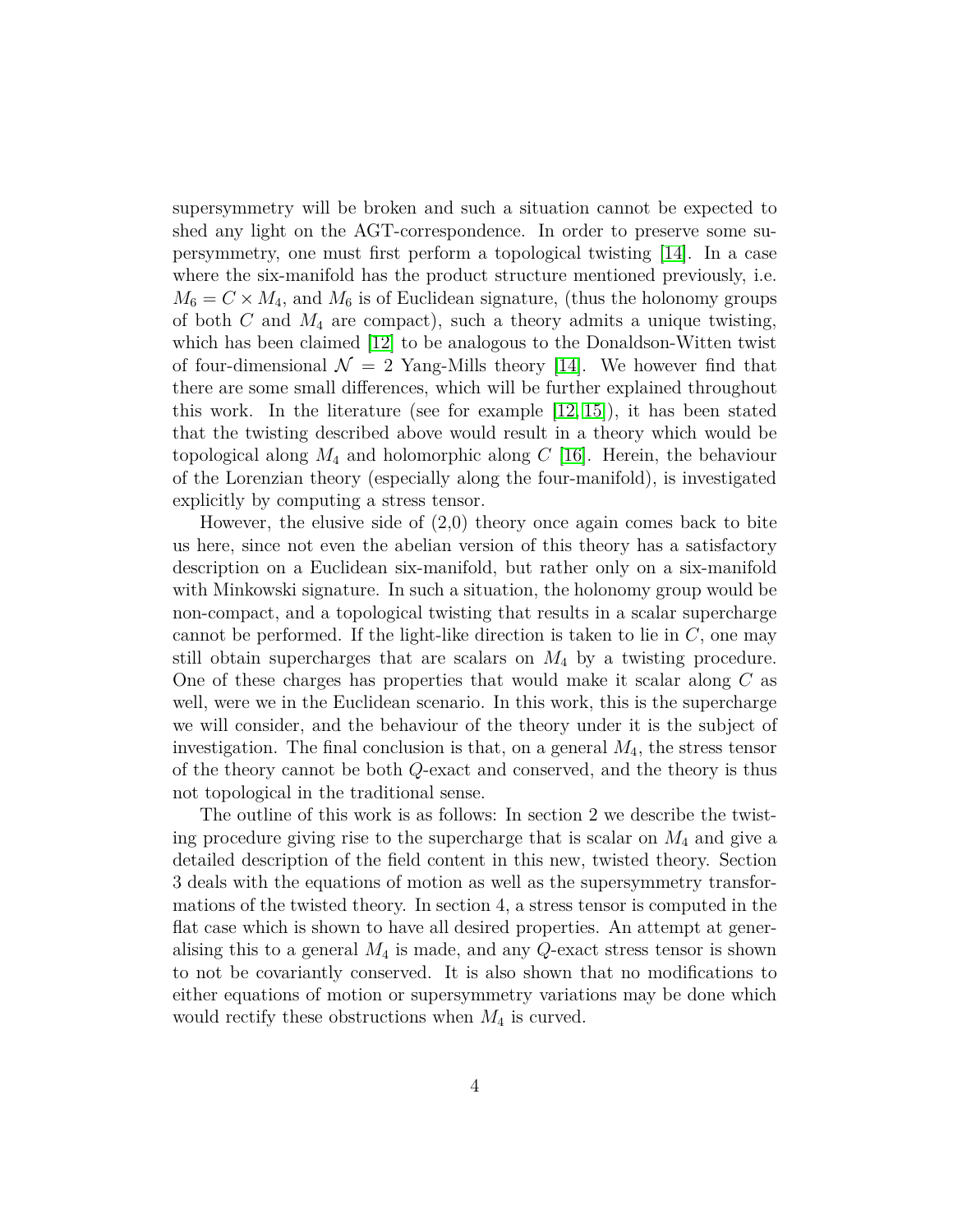supersymmetry will be broken and such a situation cannot be expected to shed any light on the AGT-correspondence. In order to preserve some supersymmetry, one must first perform a topological twisting [14]. In a case where the six-manifold has the product structure mentioned previously, i.e. $M_6 = C \times M_4$, and $M_6$ is of Euclidean signature, (thus the holonomy groups of both $C$ and $M_4$ are compact), such a theory admits a unique twisting, which has been claimed [12] to be analogous to the Donaldson-Witten twist of four-dimensional $\mathcal{N} = 2$ Yang-Mills theory [14]. We however find that there are some small differences, which will be further explained throughout this work. In the literature (see for example [12, 15]), it has been stated that the twisting described above would result in a theory which would be topological along $M_4$ and holomorphic along $C$ [16]. Herein, the behaviour of the Lorenzian theory (especially along the four-manifold), is investigated explicitly by computing a stress tensor.

However, the elusive side of (2,0) theory once again comes back to bite us here, since not even the abelian version of this theory has a satisfactory description on a Euclidean six-manifold, but rather only on a six-manifold with Minkowski signature. In such a situation, the holonomy group would be non-compact, and a topological twisting that results in a scalar supercharge cannot be performed. If the light-like direction is taken to lie in $C$, one may still obtain supercharges that are scalars on $M_4$ by a twisting procedure. One of these charges has properties that would make it scalar along $C$ as well, were we in the Euclidean scenario. In this work, this is the supercharge we will consider, and the behaviour of the theory under it is the subject of investigation. The final conclusion is that, on a general $M_4$, the stress tensor of the theory cannot be both $Q$-exact and conserved, and the theory is thus not topological in the traditional sense.

The outline of this work is as follows: In section 2 we describe the twisting procedure giving rise to the supercharge that is scalar on $M_4$ and give a detailed description of the field content in this new, twisted theory. Section 3 deals with the equations of motion as well as the supersymmetry transformations of the twisted theory. In section 4, a stress tensor is computed in the flat case which is shown to have all desired properties. An attempt at generalising this to a general $M_4$ is made, and any $Q$-exact stress tensor is shown to not be covariantly conserved. It is also shown that no modifications to either equations of motion or supersymmetry variations may be done which would rectify these obstructions when $M_4$ is curved.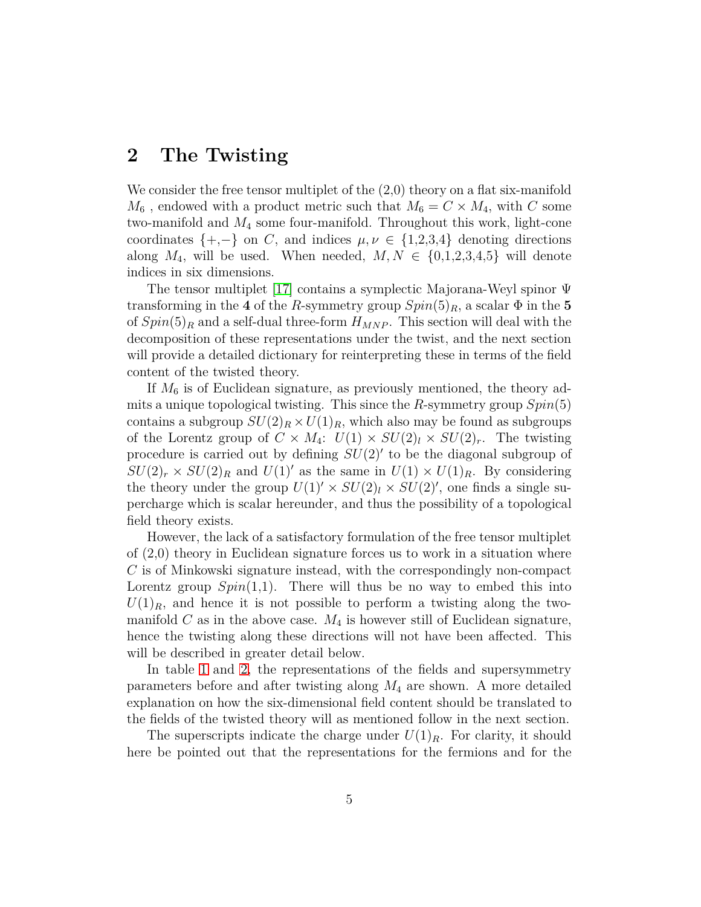## 2 The Twisting

We consider the free tensor multiplet of the (2,0) theory on a flat six-manifold $M_6$ , endowed with a product metric such that $M_6 = C \times M_4$, with $C$ some two-manifold and $M_4$ some four-manifold. Throughout this work, light-cone coordinates $\{+,-\}$ on $C$, and indices $\mu, \nu \in \{1,2,3,4\}$ denoting directions along $M_4$, will be used. When needed, $M, N \in \{0,1,2,3,4,5\}$ will denote indices in six dimensions.

The tensor multiplet [17] contains a symplectic Majorana-Weyl spinor $\Psi$ transforming in the **4** of the $R$-symmetry group $Spin(5)_R$, a scalar $\Phi$ in the **5** of $Spin(5)_R$ and a self-dual three-form $H_{MNP}$. This section will deal with the decomposition of these representations under the twist, and the next section will provide a detailed dictionary for reinterpreting these in terms of the field content of the twisted theory.

If $M_6$ is of Euclidean signature, as previously mentioned, the theory admits a unique topological twisting. This since the $R$-symmetry group $Spin(5)$ contains a subgroup $SU(2)_R \times U(1)_R$, which also may be found as subgroups of the Lorentz group of $C \times M_4$: $U(1) \times SU(2)_l \times SU(2)_r$. The twisting procedure is carried out by defining $SU(2)'$ to be the diagonal subgroup of $SU(2)_r \times SU(2)_R$ and $U(1)'$ as the same in $U(1) \times U(1)_R$. By considering the theory under the group $U(1)' \times SU(2)_l \times SU(2)'$, one finds a single supercharge which is scalar hereunder, and thus the possibility of a topological field theory exists.

However, the lack of a satisfactory formulation of the free tensor multiplet of (2,0) theory in Euclidean signature forces us to work in a situation where $C$ is of Minkowski signature instead, with the correspondingly non-compact Lorentz group $Spin(1,1)$. There will thus be no way to embed this into $U(1)_R$, and hence it is not possible to perform a twisting along the two-manifold $C$ as in the above case. $M_4$ is however still of Euclidean signature, hence the twisting along these directions will not have been affected. This will be described in greater detail below.

In table 1 and 2, the representations of the fields and supersymmetry parameters before and after twisting along $M_4$ are shown. A more detailed explanation on how the six-dimensional field content should be translated to the fields of the twisted theory will as mentioned follow in the next section.

The superscripts indicate the charge under $U(1)_R$. For clarity, it should here be pointed out that the representations for the fermions and for the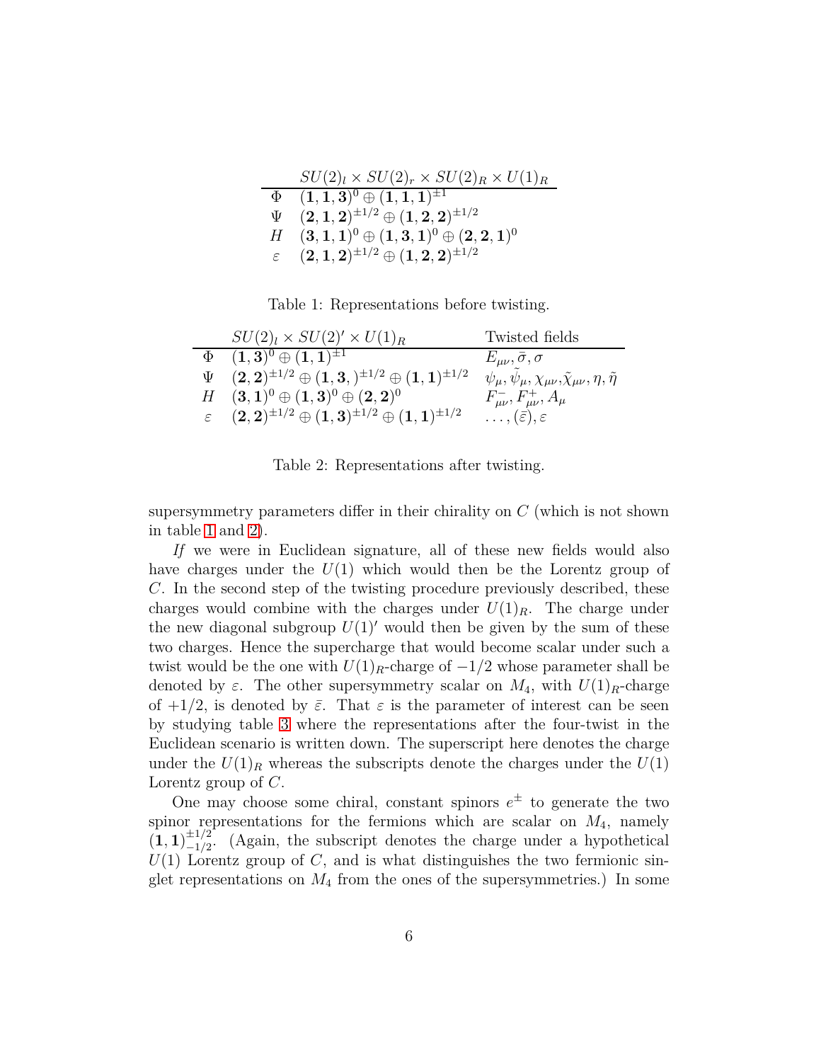|  | $SU(2)_l \times SU(2)_r \times SU(2)_R \times U(1)_R$ |
|---|---|
| $\Phi$ | $(\mathbf{1},\mathbf{1},\mathbf{3})^0 \oplus (\mathbf{1},\mathbf{1},\mathbf{1})^{\pm 1}$ |
| $\Psi$ | $(\mathbf{2},\mathbf{1},\mathbf{2})^{\pm 1/2} \oplus (\mathbf{1},\mathbf{2},\mathbf{2})^{\pm 1/2}$ |
| $H$ | $(\mathbf{3},\mathbf{1},\mathbf{1})^0 \oplus (\mathbf{1},\mathbf{3},\mathbf{1})^0 \oplus (\mathbf{2},\mathbf{2},\mathbf{1})^0$ |
| $\varepsilon$ | $(\mathbf{2},\mathbf{1},\mathbf{2})^{\pm 1/2} \oplus (\mathbf{1},\mathbf{2},\mathbf{2})^{\pm 1/2}$ |

Table 1: Representations before twisting.

|  | $SU(2)_l \times SU(2)' \times U(1)_R$ | Twisted fields |
|---|---|---|
| $\Phi$ | $(\mathbf{1},\mathbf{3})^0 \oplus (\mathbf{1},\mathbf{1})^{\pm 1}$ | $E_{\mu\nu}, \bar{\sigma}, \sigma$ |
| $\Psi$ | $(\mathbf{2},\mathbf{2})^{\pm 1/2} \oplus (\mathbf{1},\mathbf{3},)^{\pm 1/2} \oplus (\mathbf{1},\mathbf{1})^{\pm 1/2}$ | $\psi_\mu, \tilde{\psi}_\mu, \chi_{\mu\nu}, \tilde{\chi}_{\mu\nu}, \eta, \tilde{\eta}$ |
| $H$ | $(\mathbf{3},\mathbf{1})^0 \oplus (\mathbf{1},\mathbf{3})^0 \oplus (\mathbf{2},\mathbf{2})^0$ | $F^-_{\mu\nu}, F^+_{\mu\nu}, A_\mu$ |
| $\varepsilon$ | $(\mathbf{2},\mathbf{2})^{\pm 1/2} \oplus (\mathbf{1},\mathbf{3})^{\pm 1/2} \oplus (\mathbf{1},\mathbf{1})^{\pm 1/2}$ | $\ldots, (\bar{\varepsilon}), \varepsilon$ |

Table 2: Representations after twisting.

supersymmetry parameters differ in their chirality on $C$ (which is not shown in table 1 and 2).

*If* we were in Euclidean signature, all of these new fields would also have charges under the $U(1)$ which would then be the Lorentz group of $C$. In the second step of the twisting procedure previously described, these charges would combine with the charges under $U(1)_R$. The charge under the new diagonal subgroup $U(1)'$ would then be given by the sum of these two charges. Hence the supercharge that would become scalar under such a twist would be the one with $U(1)_R$-charge of $-1/2$ whose parameter shall be denoted by $\varepsilon$. The other supersymmetry scalar on $M_4$, with $U(1)_R$-charge of $+1/2$, is denoted by $\bar{\varepsilon}$. That $\varepsilon$ is the parameter of interest can be seen by studying table 3 where the representations after the four-twist in the Euclidean scenario is written down. The superscript here denotes the charge under the $U(1)_R$ whereas the subscripts denote the charges under the $U(1)$ Lorentz group of $C$.

One may choose some chiral, constant spinors $e^\pm$ to generate the two spinor representations for the fermions which are scalar on $M_4$, namely $(\mathbf{1},\mathbf{1})^{\pm 1/2}_{-1/2}$. (Again, the subscript denotes the charge under a hypothetical $U(1)$ Lorentz group of $C$, and is what distinguishes the two fermionic singlet representations on $M_4$ from the ones of the supersymmetries.) In some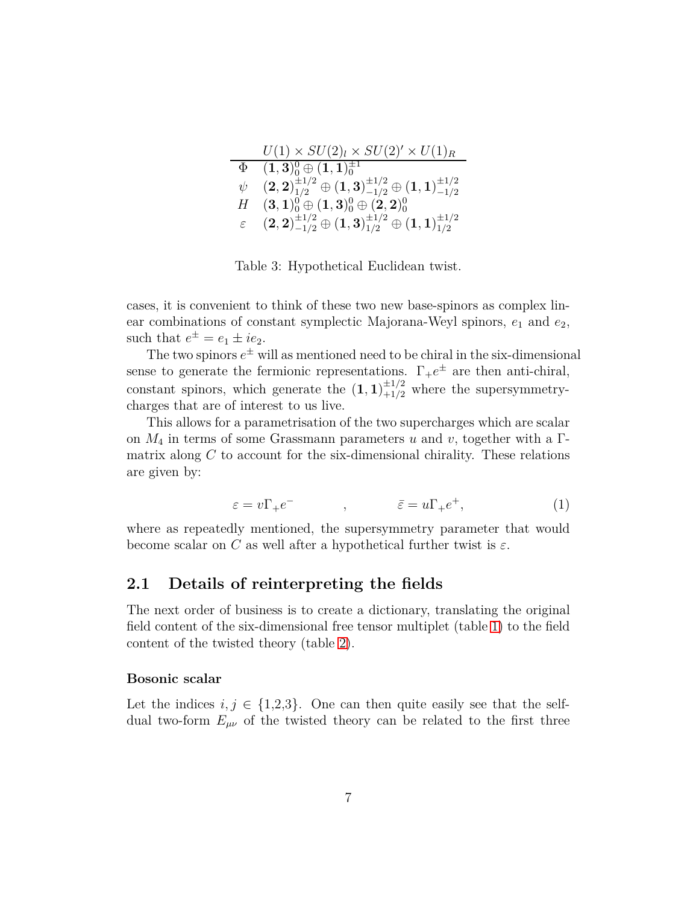| | $U(1) \times SU(2)_l \times SU(2)' \times U(1)_R$ |
|---|---|
| $\Phi$ | $(\mathbf{1},\mathbf{3})_0^0 \oplus (\mathbf{1},\mathbf{1})_0^{\pm 1}$ |
| $\psi$ | $(\mathbf{2},\mathbf{2})_{1/2}^{\pm 1/2} \oplus (\mathbf{1},\mathbf{3})_{-1/2}^{\pm 1/2} \oplus (\mathbf{1},\mathbf{1})_{-1/2}^{\pm 1/2}$ |
| $H$ | $(\mathbf{3},\mathbf{1})_0^0 \oplus (\mathbf{1},\mathbf{3})_0^0 \oplus (\mathbf{2},\mathbf{2})_0^0$ |
| $\varepsilon$ | $(\mathbf{2},\mathbf{2})_{-1/2}^{\pm 1/2} \oplus (\mathbf{1},\mathbf{3})_{1/2}^{\pm 1/2} \oplus (\mathbf{1},\mathbf{1})_{1/2}^{\pm 1/2}$ |

Table 3: Hypothetical Euclidean twist.

cases, it is convenient to think of these two new base-spinors as complex linear combinations of constant symplectic Majorana-Weyl spinors, $e_1$ and $e_2$, such that $e^{\pm} = e_1 \pm ie_2$.

The two spinors $e^{\pm}$ will as mentioned need to be chiral in the six-dimensional sense to generate the fermionic representations. $\Gamma_+ e^{\pm}$ are then anti-chiral, constant spinors, which generate the $(\mathbf{1},\mathbf{1})_{+1/2}^{\pm 1/2}$ where the supersymmetry-charges that are of interest to us live.

This allows for a parametrisation of the two supercharges which are scalar on $M_4$ in terms of some Grassmann parameters $u$ and $v$, together with a $\Gamma$-matrix along $C$ to account for the six-dimensional chirality. These relations are given by:

$$\varepsilon = v\Gamma_+ e^- \qquad , \qquad \bar{\varepsilon} = u\Gamma_+ e^+, \tag{1}$$

where as repeatedly mentioned, the supersymmetry parameter that would become scalar on $C$ as well after a hypothetical further twist is $\varepsilon$.

## 2.1 Details of reinterpreting the fields

The next order of business is to create a dictionary, translating the original field content of the six-dimensional free tensor multiplet (table 1) to the field content of the twisted theory (table 2).

### Bosonic scalar

Let the indices $i, j \in \{1,2,3\}$. One can then quite easily see that the self-dual two-form $E_{\mu\nu}$ of the twisted theory can be related to the first three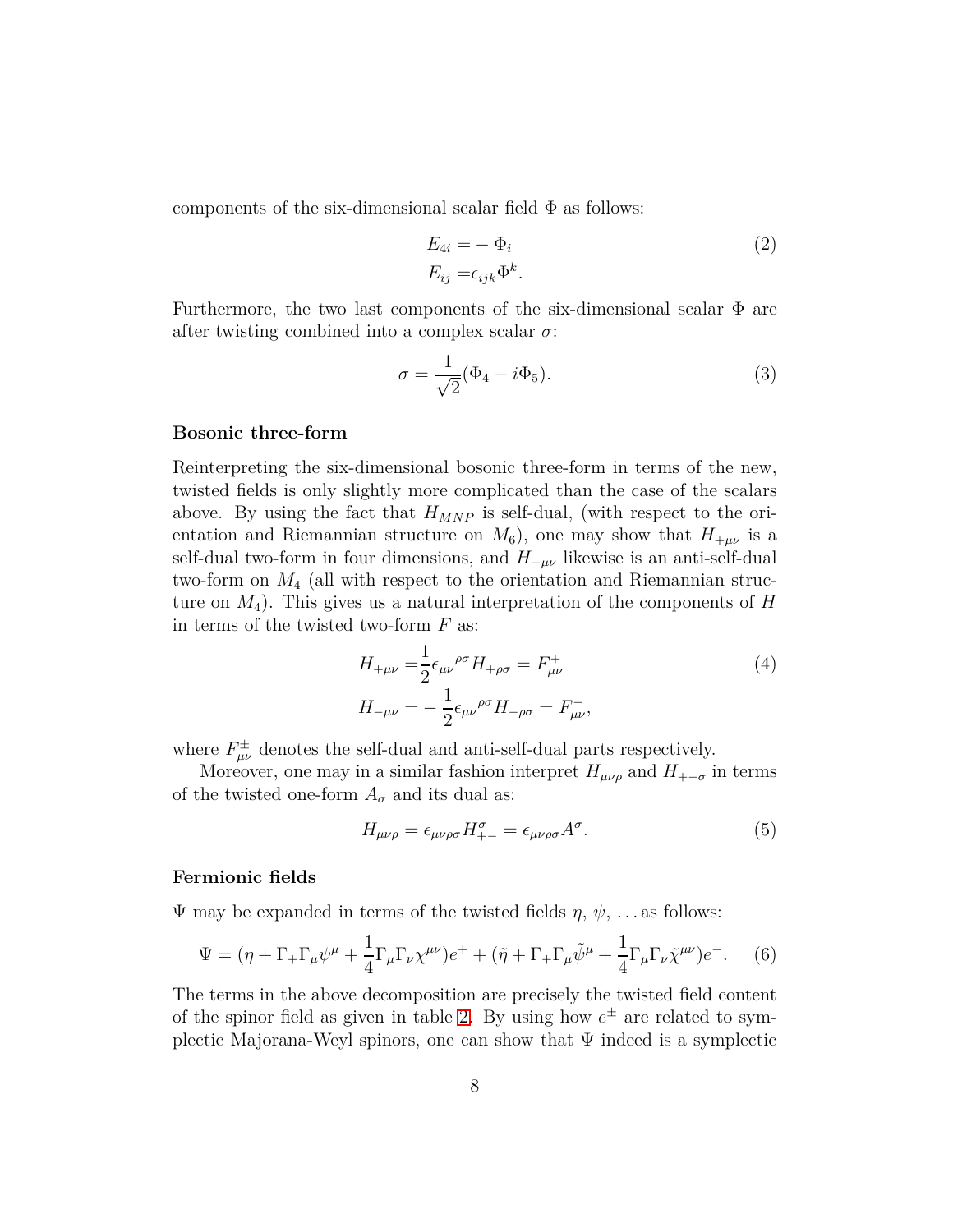components of the six-dimensional scalar field $\Phi$ as follows:

$$
\begin{aligned}
E_{4i} =& - \Phi_i \\
E_{ij} =& \epsilon_{ijk} \Phi^k .
\end{aligned}
\tag{2}
$$

Furthermore, the two last components of the six-dimensional scalar $\Phi$ are after twisting combined into a complex scalar $\sigma$:

$$
\sigma = \frac{1}{\sqrt{2}} (\Phi_4 - i\Phi_5). \tag{3}
$$

**Bosonic three-form**

Reinterpreting the six-dimensional bosonic three-form in terms of the new, twisted fields is only slightly more complicated than the case of the scalars above. By using the fact that $H_{MNP}$ is self-dual, (with respect to the orientation and Riemannian structure on $M_6$), one may show that $H_{+\mu\nu}$ is a self-dual two-form in four dimensions, and $H_{-\mu\nu}$ likewise is an anti-self-dual two-form on $M_4$ (all with respect to the orientation and Riemannian structure on $M_4$). This gives us a natural interpretation of the components of $H$ in terms of the twisted two-form $F$ as:

$$
\begin{aligned}
H_{+\mu\nu} =& \frac{1}{2} \epsilon_{\mu\nu}{}^{\rho\sigma} H_{+\rho\sigma} = F^+_{\mu\nu} \\
H_{-\mu\nu} =& - \frac{1}{2} \epsilon_{\mu\nu}{}^{\rho\sigma} H_{-\rho\sigma} = F^-_{\mu\nu},
\end{aligned}
\tag{4}
$$

where $F^{\pm}_{\mu\nu}$ denotes the self-dual and anti-self-dual parts respectively.

Moreover, one may in a similar fashion interpret $H_{\mu\nu\rho}$ and $H_{+-\sigma}$ in terms of the twisted one-form $A_\sigma$ and its dual as:

$$
H_{\mu\nu\rho} = \epsilon_{\mu\nu\rho\sigma} H^{\sigma}_{+-} = \epsilon_{\mu\nu\rho\sigma} A^{\sigma}. \tag{5}
$$

**Fermionic fields**

$\Psi$ may be expanded in terms of the twisted fields $\eta$, $\psi$, ... as follows:

$$
\Psi = (\eta + \Gamma_+ \Gamma_\mu \psi^\mu + \frac{1}{4} \Gamma_\mu \Gamma_\nu \chi^{\mu\nu}) e^+ + (\tilde{\eta} + \Gamma_+ \Gamma_\mu \tilde{\psi}^\mu + \frac{1}{4} \Gamma_\mu \Gamma_\nu \tilde{\chi}^{\mu\nu}) e^- . \tag{6}
$$

The terms in the above decomposition are precisely the twisted field content of the spinor field as given in table 2. By using how $e^{\pm}$ are related to symplectic Majorana-Weyl spinors, one can show that $\Psi$ indeed is a symplectic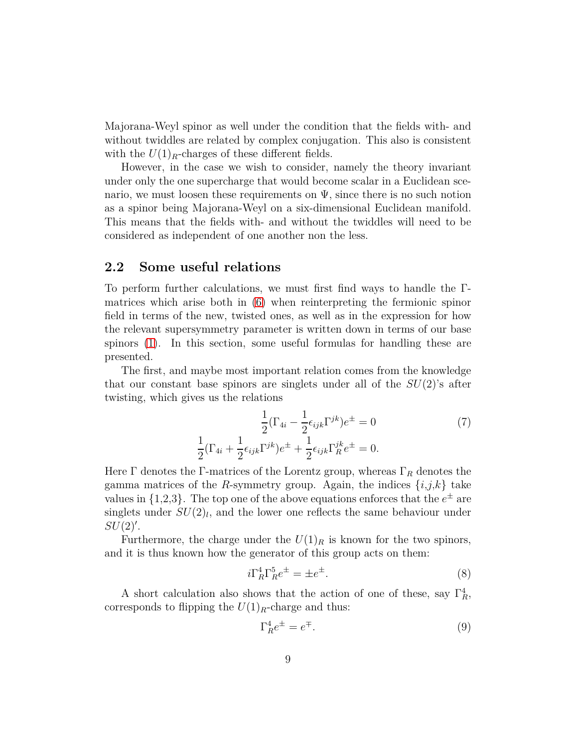Majorana-Weyl spinor as well under the condition that the fields with- and without twiddles are related by complex conjugation. This also is consistent with the $U(1)_R$-charges of these different fields.

However, in the case we wish to consider, namely the theory invariant under only the one supercharge that would become scalar in a Euclidean scenario, we must loosen these requirements on $\Psi$, since there is no such notion as a spinor being Majorana-Weyl on a six-dimensional Euclidean manifold. This means that the fields with- and without the twiddles will need to be considered as independent of one another non the less.

## 2.2 Some useful relations

To perform further calculations, we must first find ways to handle the $\Gamma$-matrices which arise both in (6) when reinterpreting the fermionic spinor field in terms of the new, twisted ones, as well as in the expression for how the relevant supersymmetry parameter is written down in terms of our base spinors (1). In this section, some useful formulas for handling these are presented.

The first, and maybe most important relation comes from the knowledge that our constant base spinors are singlets under all of the $SU(2)$'s after twisting, which gives us the relations

$$
\begin{aligned}
\frac{1}{2}(\Gamma_{4i} - \frac{1}{2}\epsilon_{ijk}\Gamma^{jk})e^{\pm} &= 0 \\
\frac{1}{2}(\Gamma_{4i} + \frac{1}{2}\epsilon_{ijk}\Gamma^{jk})e^{\pm} + \frac{1}{2}\epsilon_{ijk}\Gamma_R^{jk}e^{\pm} &= 0.
\end{aligned}
\tag{7}
$$

Here $\Gamma$ denotes the $\Gamma$-matrices of the Lorentz group, whereas $\Gamma_R$ denotes the gamma matrices of the $R$-symmetry group. Again, the indices $\{i,j,k\}$ take values in $\{1,2,3\}$. The top one of the above equations enforces that the $e^{\pm}$ are singlets under $SU(2)_l$, and the lower one reflects the same behaviour under $SU(2)'$.

Furthermore, the charge under the $U(1)_R$ is known for the two spinors, and it is thus known how the generator of this group acts on them:

$$
i\Gamma_R^4\Gamma_R^5 e^{\pm} = \pm e^{\pm}. \tag{8}
$$

A short calculation also shows that the action of one of these, say $\Gamma_R^4$, corresponds to flipping the $U(1)_R$-charge and thus:

$$
\Gamma_R^4 e^{\pm} = e^{\mp}. \tag{9}
$$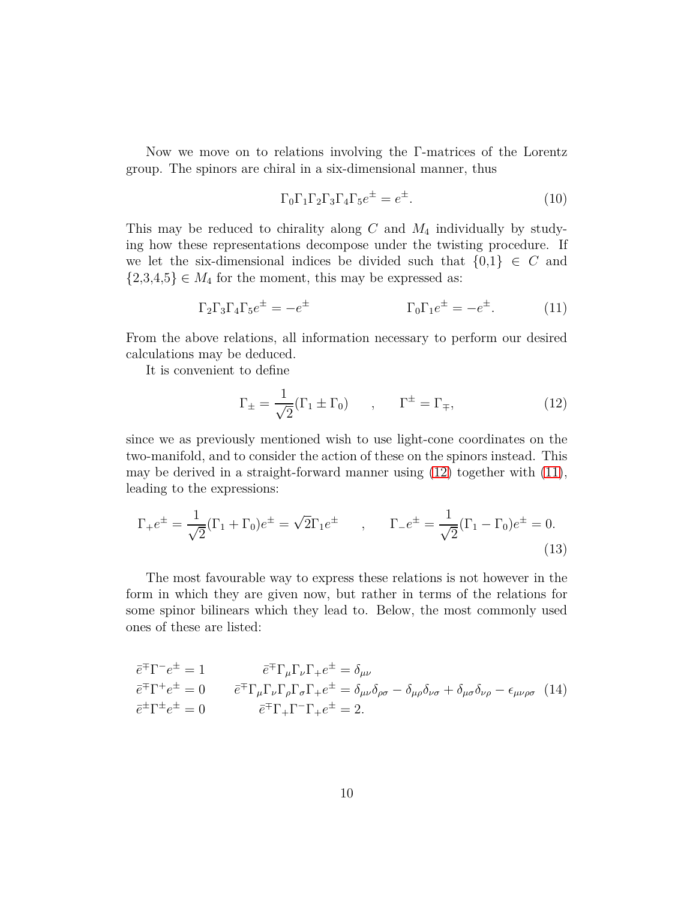Now we move on to relations involving the Γ-matrices of the Lorentz group. The spinors are chiral in a six-dimensional manner, thus

$$\Gamma_0\Gamma_1\Gamma_2\Gamma_3\Gamma_4\Gamma_5 e^{\pm} = e^{\pm}. \tag{10}$$

This may be reduced to chirality along $C$ and $M_4$ individually by studying how these representations decompose under the twisting procedure. If we let the six-dimensional indices be divided such that $\{0,1\} \in C$ and $\{2,3,4,5\} \in M_4$ for the moment, this may be expressed as:

$$\Gamma_2\Gamma_3\Gamma_4\Gamma_5 e^{\pm} = -e^{\pm} \qquad\qquad \Gamma_0\Gamma_1 e^{\pm} = -e^{\pm}. \tag{11}$$

From the above relations, all information necessary to perform our desired calculations may be deduced.

It is convenient to define

$$\Gamma_{\pm} = \frac{1}{\sqrt{2}}(\Gamma_1 \pm \Gamma_0) \quad , \quad \Gamma^{\pm} = \Gamma_{\mp}, \tag{12}$$

since we as previously mentioned wish to use light-cone coordinates on the two-manifold, and to consider the action of these on the spinors instead. This may be derived in a straight-forward manner using (12) together with (11), leading to the expressions:

$$\Gamma_+ e^{\pm} = \frac{1}{\sqrt{2}}(\Gamma_1 + \Gamma_0)e^{\pm} = \sqrt{2}\Gamma_1 e^{\pm} \quad , \quad \Gamma_- e^{\pm} = \frac{1}{\sqrt{2}}(\Gamma_1 - \Gamma_0)e^{\pm} = 0. \tag{13}$$

The most favourable way to express these relations is not however in the form in which they are given now, but rather in terms of the relations for some spinor bilinears which they lead to. Below, the most commonly used ones of these are listed:

$$\begin{aligned}
&\bar{e}^{\mp}\Gamma^{-}e^{\pm} = 1 && \bar{e}^{\mp}\Gamma_{\mu}\Gamma_{\nu}\Gamma_{+}e^{\pm} = \delta_{\mu\nu} \\
&\bar{e}^{\mp}\Gamma^{+}e^{\pm} = 0 && \bar{e}^{\mp}\Gamma_{\mu}\Gamma_{\nu}\Gamma_{\rho}\Gamma_{\sigma}\Gamma_{+}e^{\pm} = \delta_{\mu\nu}\delta_{\rho\sigma} - \delta_{\mu\rho}\delta_{\nu\sigma} + \delta_{\mu\sigma}\delta_{\nu\rho} - \epsilon_{\mu\nu\rho\sigma} \\
&\bar{e}^{\pm}\Gamma^{\pm}e^{\pm} = 0 && \bar{e}^{\mp}\Gamma_{+}\Gamma^{-}\Gamma_{+}e^{\pm} = 2.
\end{aligned} \tag{14}$$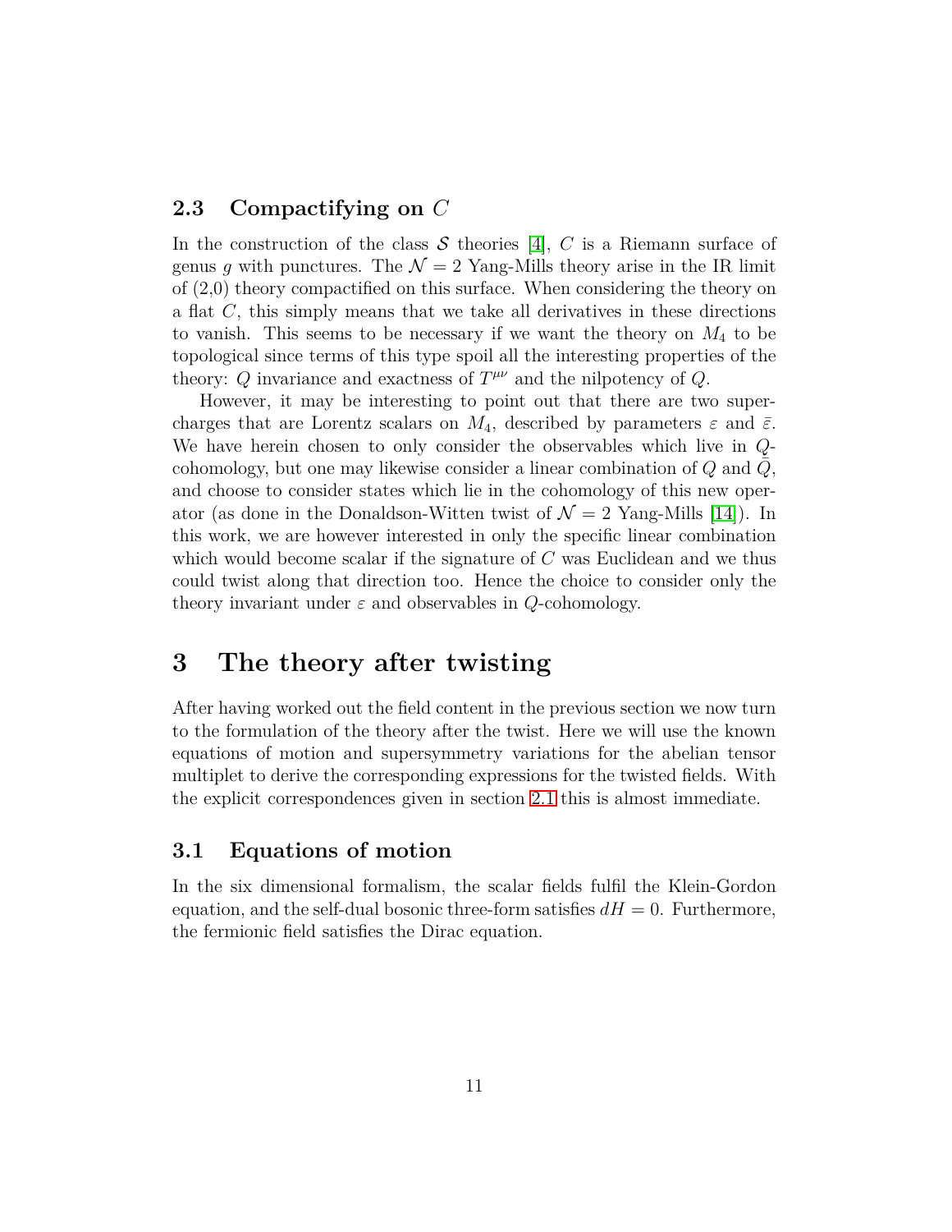### 2.3 Compactifying on $C$

In the construction of the class $\mathcal{S}$ theories [4], $C$ is a Riemann surface of genus $g$ with punctures. The $\mathcal{N}=2$ Yang-Mills theory arise in the IR limit of (2,0) theory compactified on this surface. When considering the theory on a flat $C$, this simply means that we take all derivatives in these directions to vanish. This seems to be necessary if we want the theory on $M_4$ to be topological since terms of this type spoil all the interesting properties of the theory: $Q$ invariance and exactness of $T^{\mu\nu}$ and the nilpotency of $Q$.

However, it may be interesting to point out that there are two supercharges that are Lorentz scalars on $M_4$, described by parameters $\varepsilon$ and $\bar{\varepsilon}$. We have herein chosen to only consider the observables which live in $Q$-cohomology, but one may likewise consider a linear combination of $Q$ and $\bar{Q}$, and choose to consider states which lie in the cohomology of this new operator (as done in the Donaldson-Witten twist of $\mathcal{N}=2$ Yang-Mills [14]). In this work, we are however interested in only the specific linear combination which would become scalar if the signature of $C$ was Euclidean and we thus could twist along that direction too. Hence the choice to consider only the theory invariant under $\varepsilon$ and observables in $Q$-cohomology.

# 3 The theory after twisting

After having worked out the field content in the previous section we now turn to the formulation of the theory after the twist. Here we will use the known equations of motion and supersymmetry variations for the abelian tensor multiplet to derive the corresponding expressions for the twisted fields. With the explicit correspondences given in section 2.1 this is almost immediate.

### 3.1 Equations of motion

In the six dimensional formalism, the scalar fields fulfil the Klein-Gordon equation, and the self-dual bosonic three-form satisfies $dH=0$. Furthermore, the fermionic field satisfies the Dirac equation.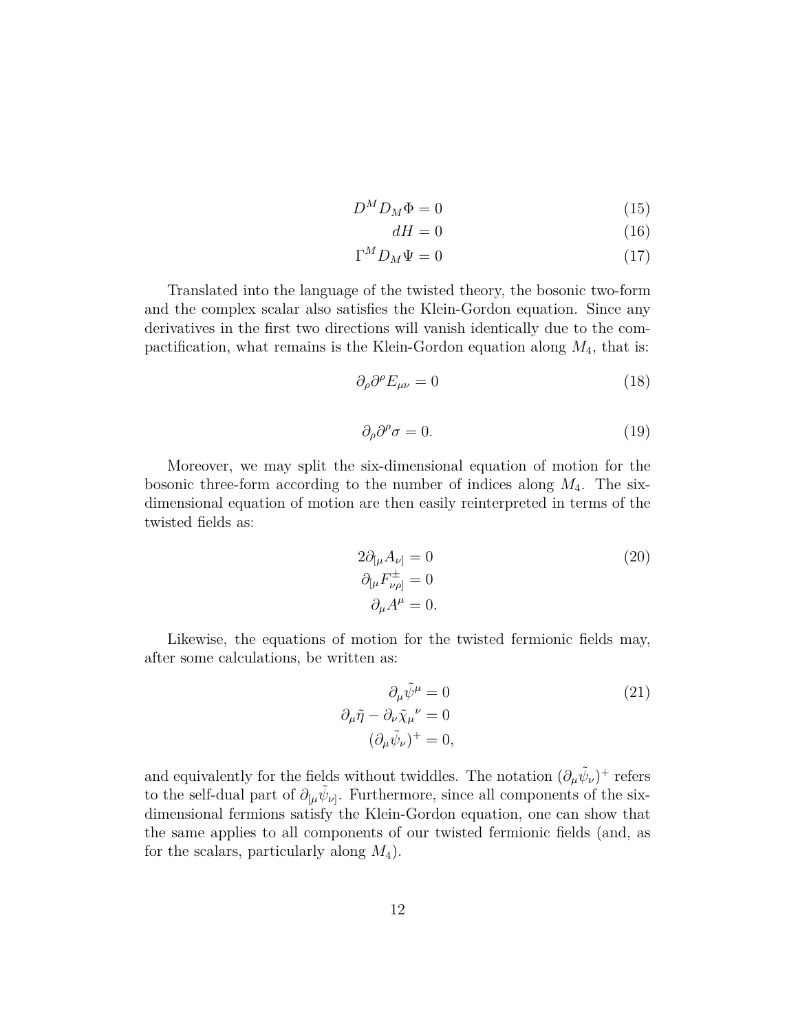$$D^M D_M \Phi = 0 \tag{15}$$

$$dH = 0 \tag{16}$$

$$\Gamma^M D_M \Psi = 0 \tag{17}$$

Translated into the language of the twisted theory, the bosonic two-form and the complex scalar also satisfies the Klein-Gordon equation. Since any derivatives in the first two directions will vanish identically due to the compactification, what remains is the Klein-Gordon equation along $M_4$, that is:

$$\partial_\rho \partial^\rho E_{\mu\nu} = 0 \tag{18}$$

$$\partial_\rho \partial^\rho \sigma = 0. \tag{19}$$

Moreover, we may split the six-dimensional equation of motion for the bosonic three-form according to the number of indices along $M_4$. The six-dimensional equation of motion are then easily reinterpreted in terms of the twisted fields as:

$$\begin{aligned} 2\partial_{[\mu} A_{\nu]} &= 0 \\ \partial_{[\mu} F^{\pm}_{\nu\rho]} &= 0 \\ \partial_\mu A^\mu &= 0. \end{aligned} \tag{20}$$

Likewise, the equations of motion for the twisted fermionic fields may, after some calculations, be written as:

$$\begin{aligned} \partial_\mu \tilde{\psi}^\mu &= 0 \\ \partial_\mu \tilde{\eta} - \partial_\nu \tilde{\chi}_\mu{}^\nu &= 0 \\ (\partial_\mu \tilde{\psi}_\nu)^+ &= 0, \end{aligned} \tag{21}$$

and equivalently for the fields without twiddles. The notation $(\partial_\mu \tilde{\psi}_\nu)^+$ refers to the self-dual part of $\partial_{[\mu} \tilde{\psi}_{\nu]}$. Furthermore, since all components of the six-dimensional fermions satisfy the Klein-Gordon equation, one can show that the same applies to all components of our twisted fermionic fields (and, as for the scalars, particularly along $M_4$).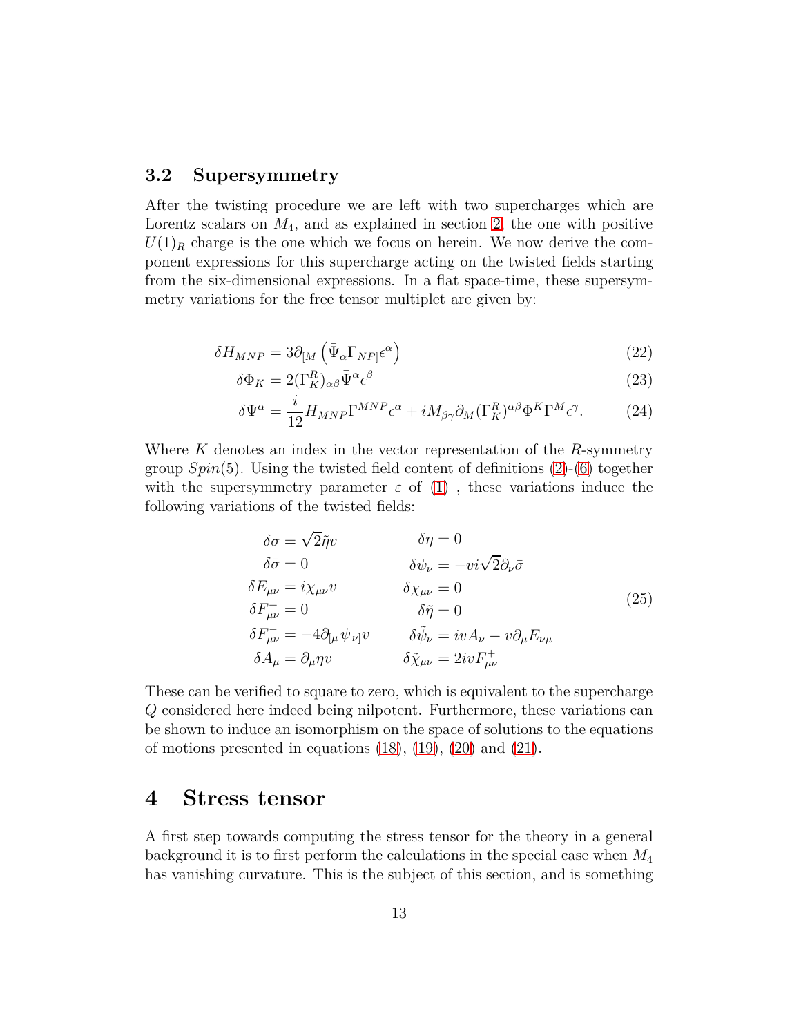### 3.2 Supersymmetry

After the twisting procedure we are left with two supercharges which are Lorentz scalars on $M_4$, and as explained in section 2, the one with positive $U(1)_R$ charge is the one which we focus on herein. We now derive the component expressions for this supercharge acting on the twisted fields starting from the six-dimensional expressions. In a flat space-time, these supersymmetry variations for the free tensor multiplet are given by:

$$
\begin{aligned}
\delta H_{MNP} &= 3\partial_{[M}\left(\bar{\Psi}_\alpha \Gamma_{NP]}\epsilon^\alpha\right) && (22)\\
\delta \Phi_K &= 2(\Gamma^R_K)_{\alpha\beta}\bar{\Psi}^\alpha \epsilon^\beta && (23)\\
\delta \Psi^\alpha &= \frac{i}{12} H_{MNP}\Gamma^{MNP}\epsilon^\alpha + iM_{\beta\gamma}\partial_M (\Gamma^R_K)^{\alpha\beta}\Phi^K \Gamma^M \epsilon^\gamma. && (24)
\end{aligned}
$$

Where $K$ denotes an index in the vector representation of the $R$-symmetry group $Spin(5)$. Using the twisted field content of definitions (2)-(6) together with the supersymmetry parameter $\varepsilon$ of (1) , these variations induce the following variations of the twisted fields:

$$
\begin{array}{ll}
\delta\sigma = \sqrt{2}\tilde{\eta}v & \delta\eta = 0 \\
\delta\bar{\sigma} = 0 & \delta\psi_\nu = -vi\sqrt{2}\partial_\nu\bar{\sigma} \\
\delta E_{\mu\nu} = i\chi_{\mu\nu}v & \delta\chi_{\mu\nu} = 0 \\
\delta F^+_{\mu\nu} = 0 & \delta\tilde{\eta} = 0 \\
\delta F^-_{\mu\nu} = -4\partial_{[\mu}\psi_{\nu]}v & \delta\tilde{\psi}_\nu = ivA_\nu - v\partial_\mu E_{\nu\mu} \\
\delta A_\mu = \partial_\mu \eta v & \delta\tilde{\chi}_{\mu\nu} = 2ivF^+_{\mu\nu}
\end{array}
\qquad (25)
$$

These can be verified to square to zero, which is equivalent to the supercharge $Q$ considered here indeed being nilpotent. Furthermore, these variations can be shown to induce an isomorphism on the space of solutions to the equations of motions presented in equations (18), (19), (20) and (21).

# 4 Stress tensor

A first step towards computing the stress tensor for the theory in a general background it is to first perform the calculations in the special case when $M_4$ has vanishing curvature. This is the subject of this section, and is something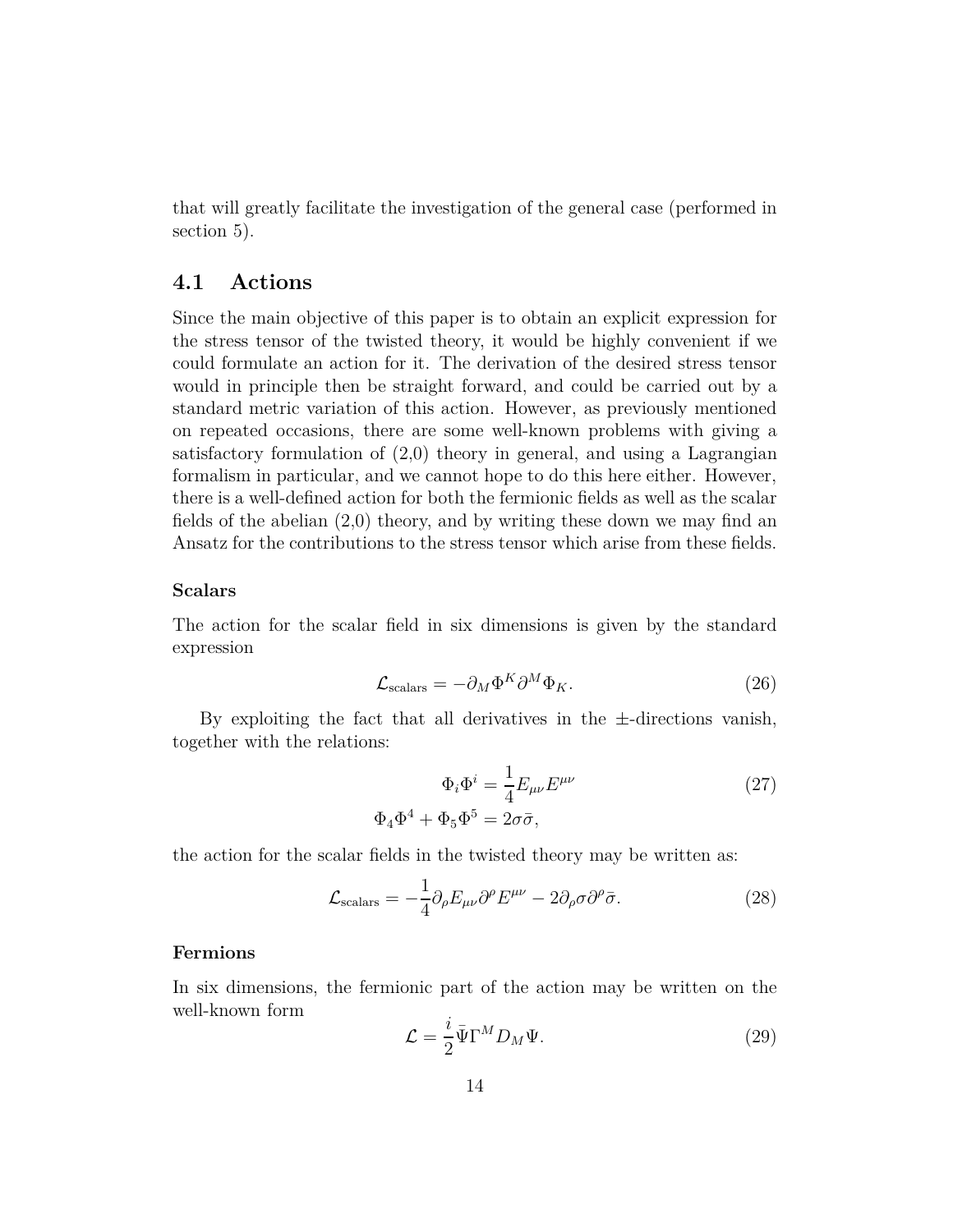that will greatly facilitate the investigation of the general case (performed in section 5).

## 4.1 Actions

Since the main objective of this paper is to obtain an explicit expression for the stress tensor of the twisted theory, it would be highly convenient if we could formulate an action for it. The derivation of the desired stress tensor would in principle then be straight forward, and could be carried out by a standard metric variation of this action. However, as previously mentioned on repeated occasions, there are some well-known problems with giving a satisfactory formulation of (2,0) theory in general, and using a Lagrangian formalism in particular, and we cannot hope to do this here either. However, there is a well-defined action for both the fermionic fields as well as the scalar fields of the abelian (2,0) theory, and by writing these down we may find an Ansatz for the contributions to the stress tensor which arise from these fields.

### Scalars

The action for the scalar field in six dimensions is given by the standard expression

$$\mathcal{L}_{\text{scalars}} = -\partial_M \Phi^K \partial^M \Phi_K. \tag{26}$$

By exploiting the fact that all derivatives in the $\pm$-directions vanish, together with the relations:

$$\begin{aligned} \Phi_i \Phi^i &= \frac{1}{4} E_{\mu\nu} E^{\mu\nu} \\ \Phi_4 \Phi^4 + \Phi_5 \Phi^5 &= 2\sigma\bar{\sigma}, \end{aligned} \tag{27}$$

the action for the scalar fields in the twisted theory may be written as:

$$\mathcal{L}_{\text{scalars}} = -\frac{1}{4} \partial_\rho E_{\mu\nu} \partial^\rho E^{\mu\nu} - 2\partial_\rho \sigma \partial^\rho \bar{\sigma}. \tag{28}$$

### Fermions

In six dimensions, the fermionic part of the action may be written on the well-known form

$$\mathcal{L} = \frac{i}{2} \bar{\Psi} \Gamma^M D_M \Psi. \tag{29}$$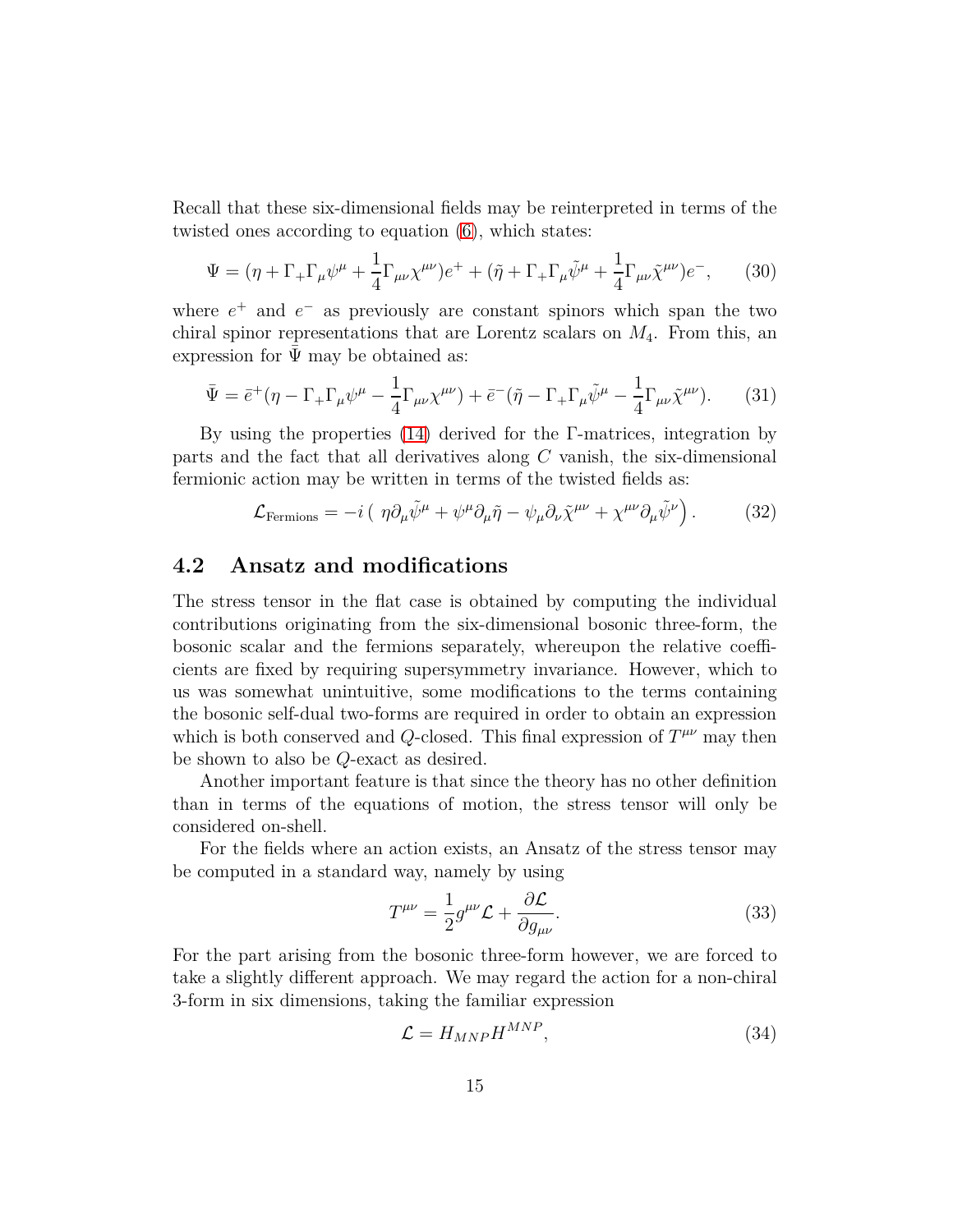Recall that these six-dimensional fields may be reinterpreted in terms of the twisted ones according to equation (6), which states:

$$\Psi = (\eta + \Gamma_+ \Gamma_\mu \psi^\mu + \frac{1}{4}\Gamma_{\mu\nu}\chi^{\mu\nu})e^+ + (\tilde{\eta} + \Gamma_+ \Gamma_\mu \tilde{\psi}^\mu + \frac{1}{4}\Gamma_{\mu\nu}\tilde{\chi}^{\mu\nu})e^-, \tag{30}$$

where $e^+$ and $e^-$ as previously are constant spinors which span the two chiral spinor representations that are Lorentz scalars on $M_4$. From this, an expression for $\bar{\Psi}$ may be obtained as:

$$\bar{\Psi} = \bar{e}^+(\eta - \Gamma_+ \Gamma_\mu \psi^\mu - \frac{1}{4}\Gamma_{\mu\nu}\chi^{\mu\nu}) + \bar{e}^-(\tilde{\eta} - \Gamma_+ \Gamma_\mu \tilde{\psi}^\mu - \frac{1}{4}\Gamma_{\mu\nu}\tilde{\chi}^{\mu\nu}). \tag{31}$$

By using the properties (14) derived for the $\Gamma$-matrices, integration by parts and the fact that all derivatives along $C$ vanish, the six-dimensional fermionic action may be written in terms of the twisted fields as:

$$\mathcal{L}_{\text{Fermions}} = -i\left( \eta \partial_\mu \tilde{\psi}^\mu + \psi^\mu \partial_\mu \tilde{\eta} - \psi_\mu \partial_\nu \tilde{\chi}^{\mu\nu} + \chi^{\mu\nu}\partial_\mu \tilde{\psi}^\nu \right). \tag{32}$$

## 4.2 Ansatz and modifications

The stress tensor in the flat case is obtained by computing the individual contributions originating from the six-dimensional bosonic three-form, the bosonic scalar and the fermions separately, whereupon the relative coefficients are fixed by requiring supersymmetry invariance. However, which to us was somewhat unintuitive, some modifications to the terms containing the bosonic self-dual two-forms are required in order to obtain an expression which is both conserved and $Q$-closed. This final expression of $T^{\mu\nu}$ may then be shown to also be $Q$-exact as desired.

Another important feature is that since the theory has no other definition than in terms of the equations of motion, the stress tensor will only be considered on-shell.

For the fields where an action exists, an Ansatz of the stress tensor may be computed in a standard way, namely by using

$$T^{\mu\nu} = \frac{1}{2}g^{\mu\nu}\mathcal{L} + \frac{\partial \mathcal{L}}{\partial g_{\mu\nu}}. \tag{33}$$

For the part arising from the bosonic three-form however, we are forced to take a slightly different approach. We may regard the action for a non-chiral 3-form in six dimensions, taking the familiar expression

$$\mathcal{L} = H_{MNP}H^{MNP}, \tag{34}$$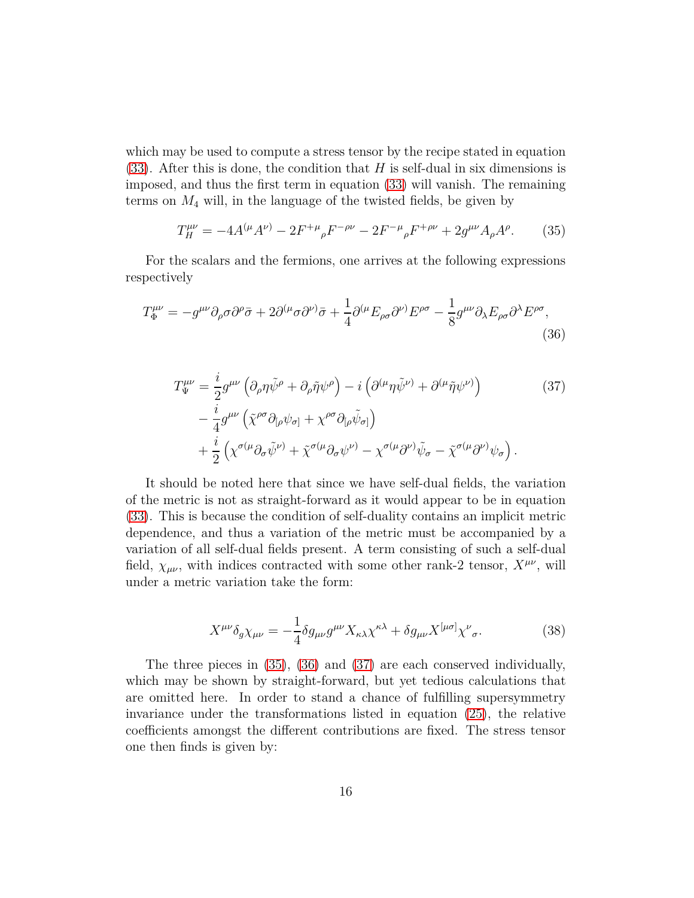which may be used to compute a stress tensor by the recipe stated in equation (33). After this is done, the condition that $H$ is self-dual in six dimensions is imposed, and thus the first term in equation (33) will vanish. The remaining terms on $M_4$ will, in the language of the twisted fields, be given by

$$T_H^{\mu\nu} = -4A^{(\mu}A^{\nu)} - 2F^{+\mu}{}_{\rho}F^{-\rho\nu} - 2F^{-\mu}{}_{\rho}F^{+\rho\nu} + 2g^{\mu\nu}A_\rho A^\rho. \tag{35}$$

For the scalars and the fermions, one arrives at the following expressions respectively

$$T_\Phi^{\mu\nu} = -g^{\mu\nu}\partial_\rho\sigma\partial^\rho\bar{\sigma} + 2\partial^{(\mu}\sigma\partial^{\nu)}\bar{\sigma} + \frac{1}{4}\partial^{(\mu}E_{\rho\sigma}\partial^{\nu)}E^{\rho\sigma} - \frac{1}{8}g^{\mu\nu}\partial_\lambda E_{\rho\sigma}\partial^\lambda E^{\rho\sigma}, \tag{36}$$

$$\begin{aligned} T_\Psi^{\mu\nu} = & \frac{i}{2}g^{\mu\nu}\left(\partial_\rho\eta\tilde{\psi}^\rho + \partial_\rho\tilde{\eta}\psi^\rho\right) - i\left(\partial^{(\mu}\eta\tilde{\psi}^{\nu)} + \partial^{(\mu}\tilde{\eta}\psi^{\nu)}\right) \\ & - \frac{i}{4}g^{\mu\nu}\left(\tilde{\chi}^{\rho\sigma}\partial_{[\rho}\psi_{\sigma]} + \chi^{\rho\sigma}\partial_{[\rho}\tilde{\psi}_{\sigma]}\right) \\ & + \frac{i}{2}\left(\chi^{\sigma(\mu}\partial_\sigma\tilde{\psi}^{\nu)} + \tilde{\chi}^{\sigma(\mu}\partial_\sigma\psi^{\nu)} - \chi^{\sigma(\mu}\partial^{\nu)}\tilde{\psi}_\sigma - \tilde{\chi}^{\sigma(\mu}\partial^{\nu)}\psi_\sigma\right). \end{aligned} \tag{37}$$

It should be noted here that since we have self-dual fields, the variation of the metric is not as straight-forward as it would appear to be in equation (33). This is because the condition of self-duality contains an implicit metric dependence, and thus a variation of the metric must be accompanied by a variation of all self-dual fields present. A term consisting of such a self-dual field, $\chi_{\mu\nu}$, with indices contracted with some other rank-2 tensor, $X^{\mu\nu}$, will under a metric variation take the form:

$$X^{\mu\nu}\delta_g\chi_{\mu\nu} = -\frac{1}{4}\delta g_{\mu\nu}g^{\mu\nu}X_{\kappa\lambda}\chi^{\kappa\lambda} + \delta g_{\mu\nu}X^{[\mu\sigma]}\chi^{\nu}{}_{\sigma}. \tag{38}$$

The three pieces in (35), (36) and (37) are each conserved individually, which may be shown by straight-forward, but yet tedious calculations that are omitted here. In order to stand a chance of fulfilling supersymmetry invariance under the transformations listed in equation (25), the relative coefficients amongst the different contributions are fixed. The stress tensor one then finds is given by: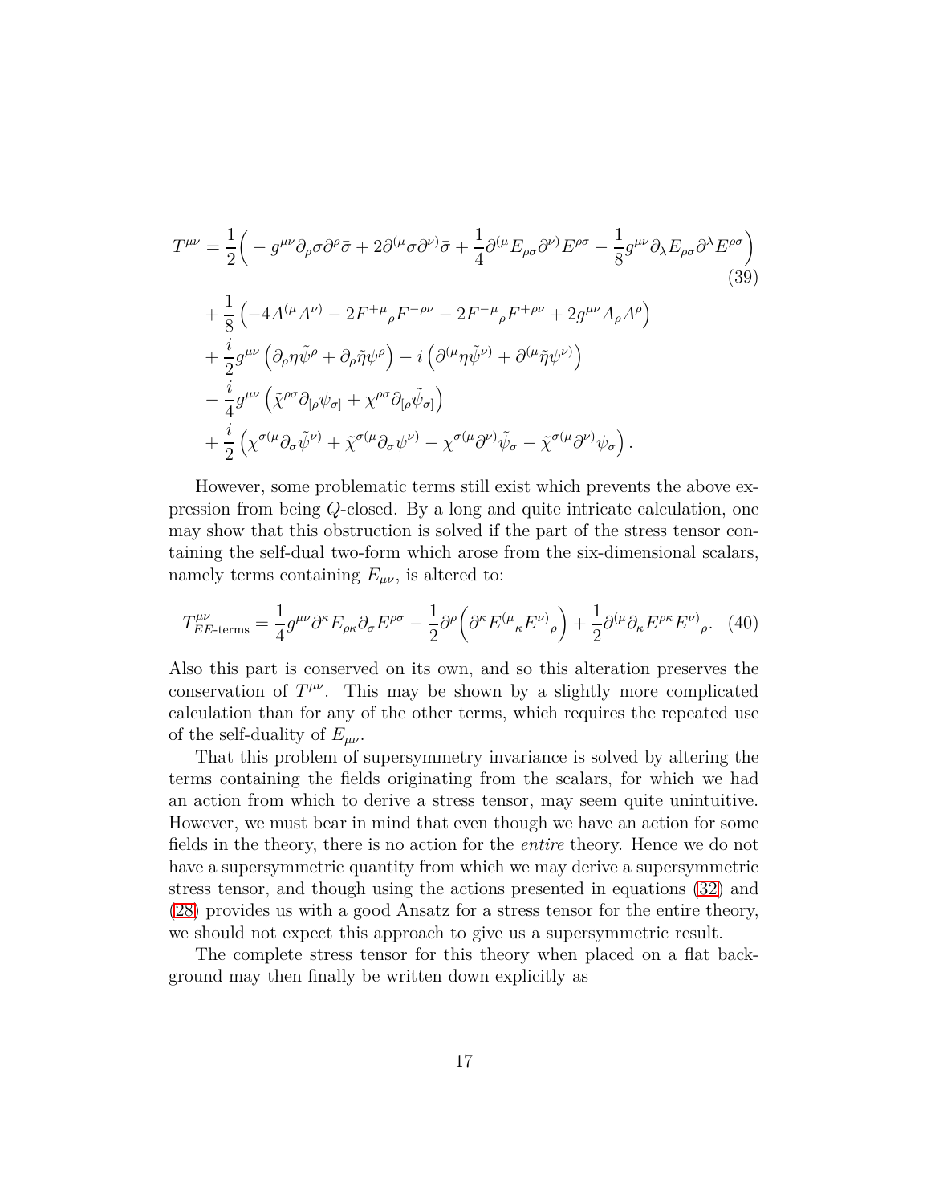$$
\begin{aligned}
T^{\mu\nu} &= \frac{1}{2}\Big( - g^{\mu\nu}\partial_\rho\sigma\partial^\rho\bar{\sigma} + 2\partial^{(\mu}\sigma\partial^{\nu)}\bar{\sigma} + \frac{1}{4}\partial^{(\mu}E_{\rho\sigma}\partial^{\nu)}E^{\rho\sigma} - \frac{1}{8}g^{\mu\nu}\partial_\lambda E_{\rho\sigma}\partial^\lambda E^{\rho\sigma}\Big) \\
&+ \frac{1}{8}\left(-4A^{(\mu}A^{\nu)} - 2F^{+\mu}{}_\rho F^{-\rho\nu} - 2F^{-\mu}{}_\rho F^{+\rho\nu} + 2g^{\mu\nu}A_\rho A^\rho\right) \\
&+ \frac{i}{2}g^{\mu\nu}\left(\partial_\rho\eta\tilde{\psi}^\rho + \partial_\rho\tilde{\eta}\psi^\rho\right) - i\left(\partial^{(\mu}\eta\tilde{\psi}^{\nu)} + \partial^{(\mu}\tilde{\eta}\psi^{\nu)}\right) \\
&- \frac{i}{4}g^{\mu\nu}\left(\tilde{\chi}^{\rho\sigma}\partial_{[\rho}\psi_{\sigma]} + \chi^{\rho\sigma}\partial_{[\rho}\tilde{\psi}_{\sigma]}\right) \\
&+ \frac{i}{2}\left(\chi^{\sigma(\mu}\partial_\sigma\tilde{\psi}^{\nu)} + \tilde{\chi}^{\sigma(\mu}\partial_\sigma\psi^{\nu)} - \chi^{\sigma(\mu}\partial^{\nu)}\tilde{\psi}_\sigma - \tilde{\chi}^{\sigma(\mu}\partial^{\nu)}\psi_\sigma\right).
\end{aligned}
\tag{39}
$$

However, some problematic terms still exist which prevents the above expression from being $Q$-closed. By a long and quite intricate calculation, one may show that this obstruction is solved if the part of the stress tensor containing the self-dual two-form which arose from the six-dimensional scalars, namely terms containing $E_{\mu\nu}$, is altered to:

$$
T^{\mu\nu}_{EE\text{-terms}} = \frac{1}{4}g^{\mu\nu}\partial^\kappa E_{\rho\kappa}\partial_\sigma E^{\rho\sigma} - \frac{1}{2}\partial^\rho\Big(\partial^\kappa E^{(\mu}{}_\kappa E^{\nu)}{}_\rho\Big) + \frac{1}{2}\partial^{(\mu}\partial_\kappa E^{\rho\kappa}E^{\nu)}{}_\rho. \tag{40}
$$

Also this part is conserved on its own, and so this alteration preserves the conservation of $T^{\mu\nu}$. This may be shown by a slightly more complicated calculation than for any of the other terms, which requires the repeated use of the self-duality of $E_{\mu\nu}$.

That this problem of supersymmetry invariance is solved by altering the terms containing the fields originating from the scalars, for which we had an action from which to derive a stress tensor, may seem quite unintuitive. However, we must bear in mind that even though we have an action for some fields in the theory, there is no action for the *entire* theory. Hence we do not have a supersymmetric quantity from which we may derive a supersymmetric stress tensor, and though using the actions presented in equations (32) and (28) provides us with a good Ansatz for a stress tensor for the entire theory, we should not expect this approach to give us a supersymmetric result.

The complete stress tensor for this theory when placed on a flat background may then finally be written down explicitly as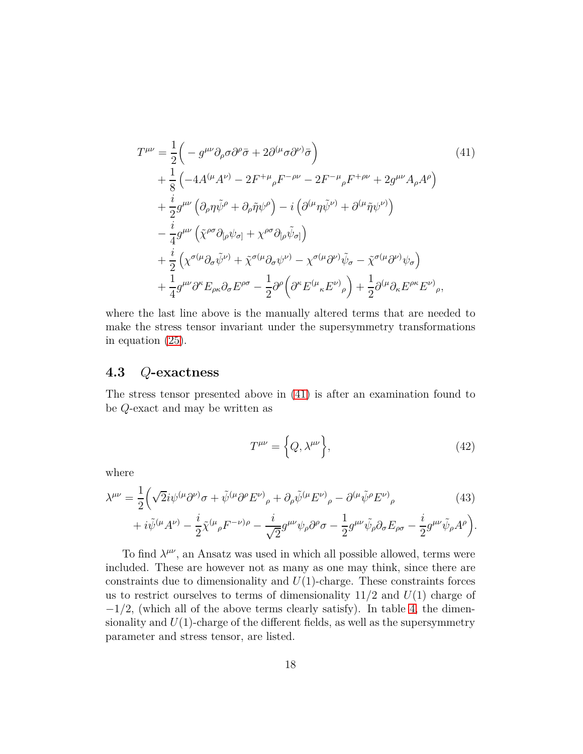$$
\begin{aligned}
T^{\mu\nu} = {} & \frac{1}{2}\Big( - g^{\mu\nu}\partial_\rho\sigma\partial^\rho\bar{\sigma} + 2\partial^{(\mu}\sigma\partial^{\nu)}\bar{\sigma}\Big) \\
& + \frac{1}{8}\left(-4A^{(\mu}A^{\nu)} - 2F^{+\mu}{}_{\rho}F^{-\rho\nu} - 2F^{-\mu}{}_{\rho}F^{+\rho\nu} + 2g^{\mu\nu}A_\rho A^\rho\right) \\
& + \frac{i}{2}g^{\mu\nu}\left(\partial_\rho\eta\tilde{\psi}^\rho + \partial_\rho\tilde{\eta}\psi^\rho\right) - i\left(\partial^{(\mu}\eta\tilde{\psi}^{\nu)} + \partial^{(\mu}\tilde{\eta}\psi^{\nu)}\right) \\
& - \frac{i}{4}g^{\mu\nu}\left(\tilde{\chi}^{\rho\sigma}\partial_{[\rho}\psi_{\sigma]} + \chi^{\rho\sigma}\partial_{[\rho}\tilde{\psi}_{\sigma]}\right) \\
& + \frac{i}{2}\left(\chi^{\sigma(\mu}\partial_\sigma\tilde{\psi}^{\nu)} + \tilde{\chi}^{\sigma(\mu}\partial_\sigma\psi^{\nu)} - \chi^{\sigma(\mu}\partial^{\nu)}\tilde{\psi}_\sigma - \tilde{\chi}^{\sigma(\mu}\partial^{\nu)}\psi_\sigma\right) \\
& + \frac{1}{4}g^{\mu\nu}\partial^\kappa E_{\rho\kappa}\partial_\sigma E^{\rho\sigma} - \frac{1}{2}\partial^\rho\Big(\partial^\kappa E^{(\mu}{}_{\kappa}E^{\nu)}{}_{\rho}\Big) + \frac{1}{2}\partial^{(\mu}\partial_\kappa E^{\rho\kappa}E^{\nu)}{}_{\rho},
\end{aligned} \tag{41}
$$

where the last line above is the manually altered terms that are needed to make the stress tensor invariant under the supersymmetry transformations in equation (25).

### 4.3 $Q$-exactness

The stress tensor presented above in (41) is after an examination found to be $Q$-exact and may be written as

$$
T^{\mu\nu} = \Big\{Q, \lambda^{\mu\nu}\Big\}, \tag{42}
$$

where

$$
\begin{aligned}
\lambda^{\mu\nu} = {} & \frac{1}{2}\Big(\sqrt{2}i\psi^{(\mu}\partial^{\nu)}\sigma + \tilde{\psi}^{(\mu}\partial^\rho E^{\nu)}{}_{\rho} + \partial_\rho\tilde{\psi}^{(\mu}E^{\nu)}{}_{\rho} - \partial^{(\mu}\tilde{\psi}^\rho E^{\nu)}{}_{\rho} \\
& + i\tilde{\psi}^{(\mu}A^{\nu)} - \frac{i}{2}\tilde{\chi}^{(\mu}{}_{\rho}F^{-\nu)\rho} - \frac{i}{\sqrt{2}}g^{\mu\nu}\psi_\rho\partial^\rho\sigma - \frac{1}{2}g^{\mu\nu}\tilde{\psi}_\rho\partial_\sigma E_{\rho\sigma} - \frac{i}{2}g^{\mu\nu}\tilde{\psi}_\rho A^\rho\Big).
\end{aligned} \tag{43}
$$

To find $\lambda^{\mu\nu}$, an Ansatz was used in which all possible allowed, terms were included. These are however not as many as one may think, since there are constraints due to dimensionality and $U(1)$-charge. These constraints forces us to restrict ourselves to terms of dimensionality $11/2$ and $U(1)$ charge of $-1/2$, (which all of the above terms clearly satisfy). In table 4, the dimensionality and $U(1)$-charge of the different fields, as well as the supersymmetry parameter and stress tensor, are listed.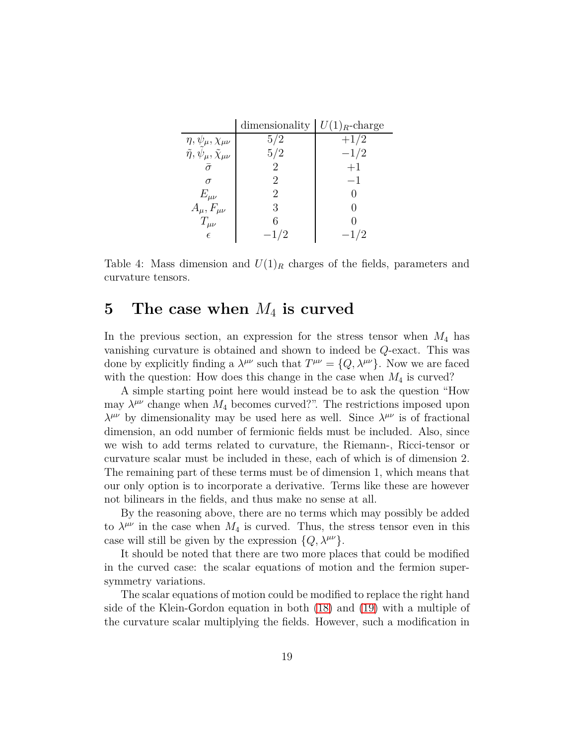| | dimensionality | $U(1)_R$-charge |
|---|---|---|
| $\eta, \psi_\mu, \chi_{\mu\nu}$ | $5/2$ | $+1/2$ |
| $\tilde{\eta}, \tilde{\psi}_\mu, \tilde{\chi}_{\mu\nu}$ | $5/2$ | $-1/2$ |
| $\bar{\sigma}$ | $2$ | $+1$ |
| $\sigma$ | $2$ | $-1$ |
| $E_{\mu\nu}$ | $2$ | $0$ |
| $A_\mu, F_{\mu\nu}$ | $3$ | $0$ |
| $T_{\mu\nu}$ | $6$ | $0$ |
| $\epsilon$ | $-1/2$ | $-1/2$ |

Table 4: Mass dimension and $U(1)_R$ charges of the fields, parameters and curvature tensors.

# 5 The case when $M_4$ is curved

In the previous section, an expression for the stress tensor when $M_4$ has vanishing curvature is obtained and shown to indeed be $Q$-exact. This was done by explicitly finding a $\lambda^{\mu\nu}$ such that $T^{\mu\nu} = \{Q, \lambda^{\mu\nu}\}$. Now we are faced with the question: How does this change in the case when $M_4$ is curved?

A simple starting point here would instead be to ask the question "How may $\lambda^{\mu\nu}$ change when $M_4$ becomes curved?". The restrictions imposed upon $\lambda^{\mu\nu}$ by dimensionality may be used here as well. Since $\lambda^{\mu\nu}$ is of fractional dimension, an odd number of fermionic fields must be included. Also, since we wish to add terms related to curvature, the Riemann-, Ricci-tensor or curvature scalar must be included in these, each of which is of dimension 2. The remaining part of these terms must be of dimension 1, which means that our only option is to incorporate a derivative. Terms like these are however not bilinears in the fields, and thus make no sense at all.

By the reasoning above, there are no terms which may possibly be added to $\lambda^{\mu\nu}$ in the case when $M_4$ is curved. Thus, the stress tensor even in this case will still be given by the expression $\{Q, \lambda^{\mu\nu}\}$.

It should be noted that there are two more places that could be modified in the curved case: the scalar equations of motion and the fermion supersymmetry variations.

The scalar equations of motion could be modified to replace the right hand side of the Klein-Gordon equation in both (18) and (19) with a multiple of the curvature scalar multiplying the fields. However, such a modification in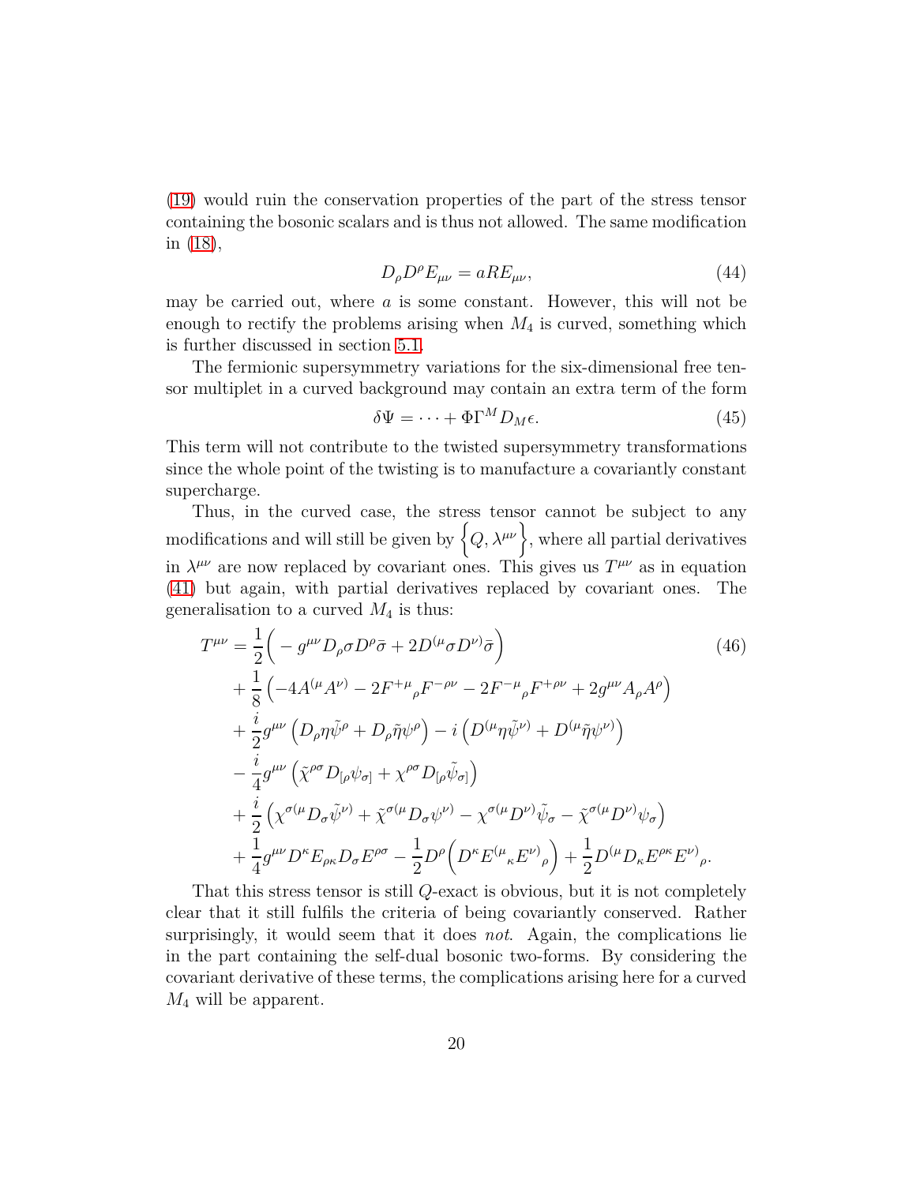(19) would ruin the conservation properties of the part of the stress tensor containing the bosonic scalars and is thus not allowed. The same modification in (18),

$$D_\rho D^\rho E_{\mu\nu} = aRE_{\mu\nu}, \tag{44}$$

may be carried out, where $a$ is some constant. However, this will not be enough to rectify the problems arising when $M_4$ is curved, something which is further discussed in section 5.1.

The fermionic supersymmetry variations for the six-dimensional free tensor multiplet in a curved background may contain an extra term of the form

$$\delta\Psi = \cdots + \Phi\Gamma^M D_M\epsilon. \tag{45}$$

This term will not contribute to the twisted supersymmetry transformations since the whole point of the twisting is to manufacture a covariantly constant supercharge.

Thus, in the curved case, the stress tensor cannot be subject to any modifications and will still be given by $\Big\{Q, \lambda^{\mu\nu}\Big\}$, where all partial derivatives in $\lambda^{\mu\nu}$ are now replaced by covariant ones. This gives us $T^{\mu\nu}$ as in equation (41) but again, with partial derivatives replaced by covariant ones. The generalisation to a curved $M_4$ is thus:

$$\begin{aligned}
T^{\mu\nu} &= \frac{1}{2}\Big( - g^{\mu\nu} D_\rho\sigma D^\rho\bar{\sigma} + 2D^{(\mu}\sigma D^{\nu)}\bar{\sigma}\Big) \\
&+ \frac{1}{8}\left(-4A^{(\mu}A^{\nu)} - 2F^{+\mu}{}_\rho F^{-\rho\nu} - 2F^{-\mu}{}_\rho F^{+\rho\nu} + 2g^{\mu\nu}A_\rho A^\rho\right) \\
&+ \frac{i}{2} g^{\mu\nu}\left(D_\rho\eta\tilde{\psi}^\rho + D_\rho\tilde{\eta}\psi^\rho\right) - i\left(D^{(\mu}\eta\tilde{\psi}^{\nu)} + D^{(\mu}\tilde{\eta}\psi^{\nu)}\right) \\
&- \frac{i}{4} g^{\mu\nu}\left(\tilde{\chi}^{\rho\sigma} D_{[\rho}\psi_{\sigma]} + \chi^{\rho\sigma} D_{[\rho}\tilde{\psi}_{\sigma]}\right) \\
&+ \frac{i}{2}\left(\chi^{\sigma(\mu} D_\sigma\tilde{\psi}^{\nu)} + \tilde{\chi}^{\sigma(\mu} D_\sigma\psi^{\nu)} - \chi^{\sigma(\mu} D^{\nu)}\tilde{\psi}_\sigma - \tilde{\chi}^{\sigma(\mu} D^{\nu)}\psi_\sigma\right) \\
&+ \frac{1}{4} g^{\mu\nu} D^\kappa E_{\rho\kappa} D_\sigma E^{\rho\sigma} - \frac{1}{2} D^\rho\Big(D^\kappa E^{(\mu}{}_\kappa E^{\nu)}{}_\rho\Big) + \frac{1}{2} D^{(\mu} D_\kappa E^{\rho\kappa} E^{\nu)}{}_\rho.
\end{aligned} \tag{46}$$

That this stress tensor is still $Q$-exact is obvious, but it is not completely clear that it still fulfils the criteria of being covariantly conserved. Rather surprisingly, it would seem that it does *not*. Again, the complications lie in the part containing the self-dual bosonic two-forms. By considering the covariant derivative of these terms, the complications arising here for a curved $M_4$ will be apparent.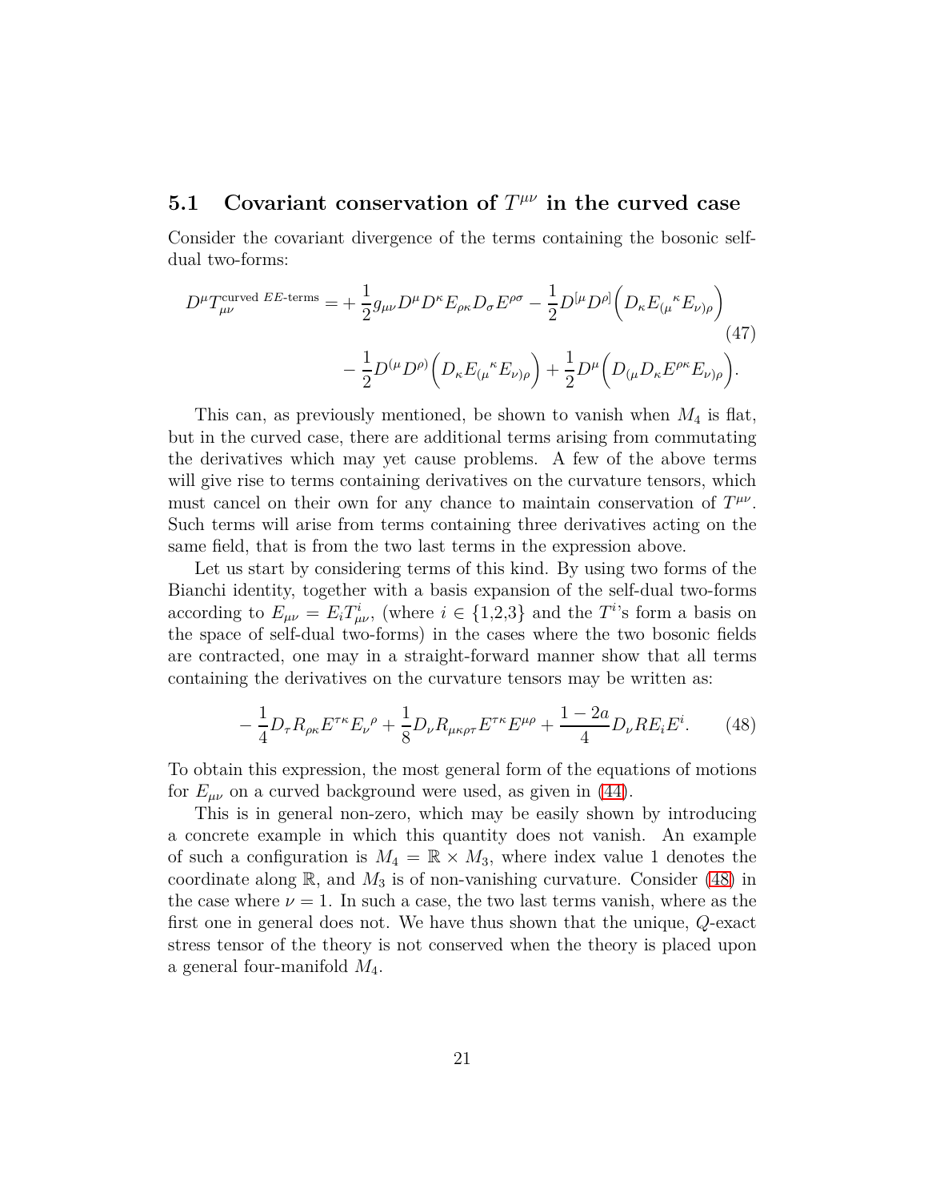### 5.1 Covariant conservation of $T^{\mu\nu}$ in the curved case

Consider the covariant divergence of the terms containing the bosonic self-dual two-forms:

$$
\begin{aligned}
D^{\mu}T^{\text{curved } EE\text{-terms}}_{\mu\nu} = &+\frac{1}{2}g_{\mu\nu}D^{\mu}D^{\kappa}E_{\rho\kappa}D_{\sigma}E^{\rho\sigma} - \frac{1}{2}D^{[\mu}D^{\rho]}\Big(D_{\kappa}E_{(\mu}{}^{\kappa}E_{\nu)\rho}\Big) \\
&- \frac{1}{2}D^{(\mu}D^{\rho)}\Big(D_{\kappa}E_{(\mu}{}^{\kappa}E_{\nu)\rho}\Big) + \frac{1}{2}D^{\mu}\Big(D_{(\mu}D_{\kappa}E^{\rho\kappa}E_{\nu)\rho}\Big).
\end{aligned}
\tag{47}
$$

This can, as previously mentioned, be shown to vanish when $M_4$ is flat, but in the curved case, there are additional terms arising from commutating the derivatives which may yet cause problems. A few of the above terms will give rise to terms containing derivatives on the curvature tensors, which must cancel on their own for any chance to maintain conservation of $T^{\mu\nu}$. Such terms will arise from terms containing three derivatives acting on the same field, that is from the two last terms in the expression above.

Let us start by considering terms of this kind. By using two forms of the Bianchi identity, together with a basis expansion of the self-dual two-forms according to $E_{\mu\nu} = E_i T^i_{\mu\nu}$, (where $i \in \{1,2,3\}$ and the $T^i$'s form a basis on the space of self-dual two-forms) in the cases where the two bosonic fields are contracted, one may in a straight-forward manner show that all terms containing the derivatives on the curvature tensors may be written as:

$$
-\frac{1}{4}D_{\tau}R_{\rho\kappa}E^{\tau\kappa}E_{\nu}{}^{\rho} + \frac{1}{8}D_{\nu}R_{\mu\kappa\rho\tau}E^{\tau\kappa}E^{\mu\rho} + \frac{1-2a}{4}D_{\nu}RE_iE^i. \tag{48}
$$

To obtain this expression, the most general form of the equations of motions for $E_{\mu\nu}$ on a curved background were used, as given in (44).

This is in general non-zero, which may be easily shown by introducing a concrete example in which this quantity does not vanish. An example of such a configuration is $M_4 = \mathbb{R} \times M_3$, where index value 1 denotes the coordinate along $\mathbb{R}$, and $M_3$ is of non-vanishing curvature. Consider (48) in the case where $\nu = 1$. In such a case, the two last terms vanish, where as the first one in general does not. We have thus shown that the unique, $Q$-exact stress tensor of the theory is not conserved when the theory is placed upon a general four-manifold $M_4$.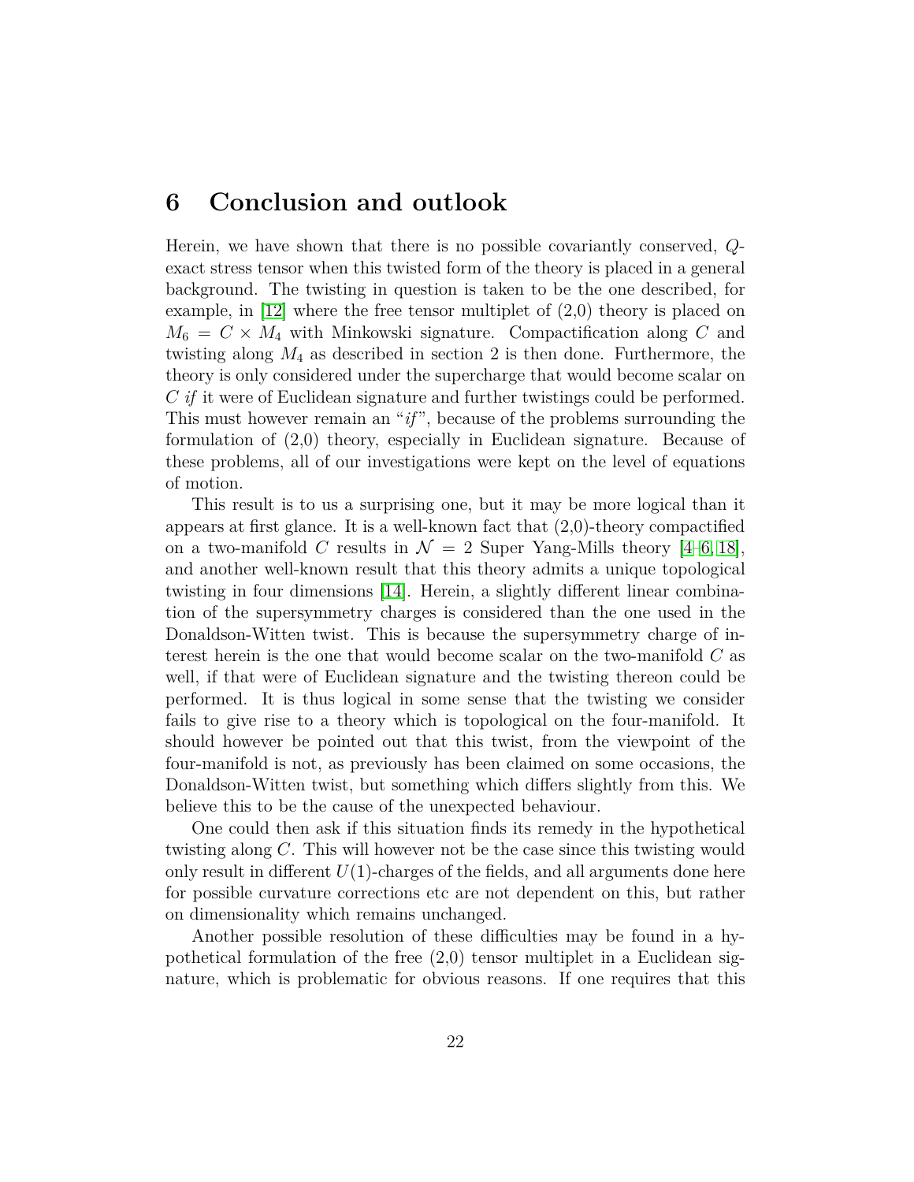# 6 Conclusion and outlook

Herein, we have shown that there is no possible covariantly conserved, $Q$-exact stress tensor when this twisted form of the theory is placed in a general background. The twisting in question is taken to be the one described, for example, in [12] where the free tensor multiplet of (2,0) theory is placed on $M_6 = C \times M_4$ with Minkowski signature. Compactification along $C$ and twisting along $M_4$ as described in section 2 is then done. Furthermore, the theory is only considered under the supercharge that would become scalar on $C$ *if* it were of Euclidean signature and further twistings could be performed. This must however remain an "*if*", because of the problems surrounding the formulation of (2,0) theory, especially in Euclidean signature. Because of these problems, all of our investigations were kept on the level of equations of motion.

This result is to us a surprising one, but it may be more logical than it appears at first glance. It is a well-known fact that (2,0)-theory compactified on a two-manifold $C$ results in $\mathcal{N} = 2$ Super Yang-Mills theory [4–6, 18], and another well-known result that this theory admits a unique topological twisting in four dimensions [14]. Herein, a slightly different linear combination of the supersymmetry charges is considered than the one used in the Donaldson-Witten twist. This is because the supersymmetry charge of interest herein is the one that would become scalar on the two-manifold $C$ as well, if that were of Euclidean signature and the twisting thereon could be performed. It is thus logical in some sense that the twisting we consider fails to give rise to a theory which is topological on the four-manifold. It should however be pointed out that this twist, from the viewpoint of the four-manifold is not, as previously has been claimed on some occasions, the Donaldson-Witten twist, but something which differs slightly from this. We believe this to be the cause of the unexpected behaviour.

One could then ask if this situation finds its remedy in the hypothetical twisting along $C$. This will however not be the case since this twisting would only result in different $U(1)$-charges of the fields, and all arguments done here for possible curvature corrections etc are not dependent on this, but rather on dimensionality which remains unchanged.

Another possible resolution of these difficulties may be found in a hypothetical formulation of the free (2,0) tensor multiplet in a Euclidean signature, which is problematic for obvious reasons. If one requires that this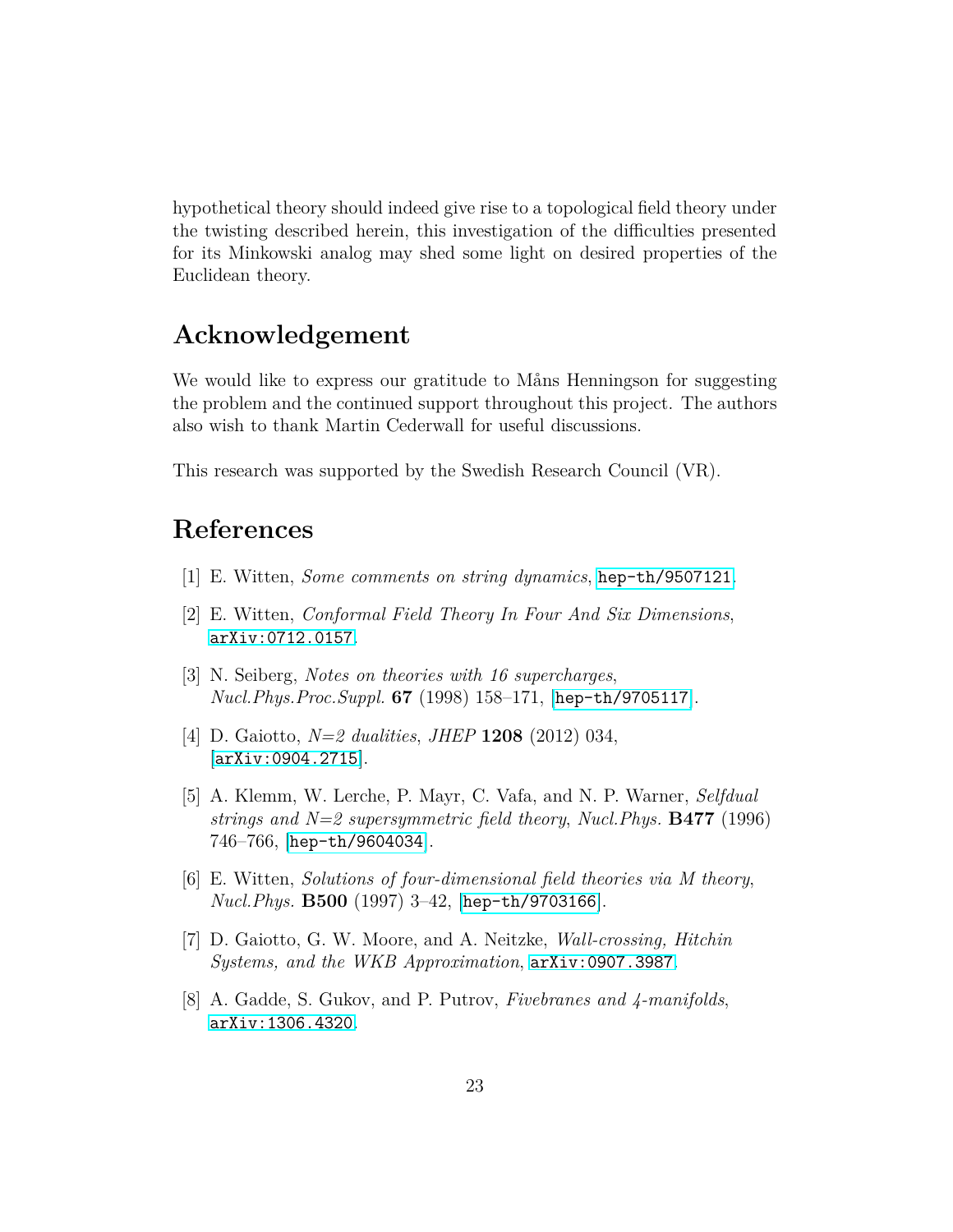hypothetical theory should indeed give rise to a topological field theory under the twisting described herein, this investigation of the difficulties presented for its Minkowski analog may shed some light on desired properties of the Euclidean theory.

## Acknowledgement

We would like to express our gratitude to Måns Henningson for suggesting the problem and the continued support throughout this project. The authors also wish to thank Martin Cederwall for useful discussions.

This research was supported by the Swedish Research Council (VR).

## References

[1] E. Witten, *Some comments on string dynamics*, hep-th/9507121.

[2] E. Witten, *Conformal Field Theory In Four And Six Dimensions*, arXiv:0712.0157.

[3] N. Seiberg, *Notes on theories with 16 supercharges*, *Nucl.Phys.Proc.Suppl.* **67** (1998) 158–171, [hep-th/9705117].

[4] D. Gaiotto, *N=2 dualities*, *JHEP* **1208** (2012) 034, [arXiv:0904.2715].

[5] A. Klemm, W. Lerche, P. Mayr, C. Vafa, and N. P. Warner, *Selfdual strings and N=2 supersymmetric field theory*, *Nucl.Phys.* **B477** (1996) 746–766, [hep-th/9604034].

[6] E. Witten, *Solutions of four-dimensional field theories via M theory*, *Nucl.Phys.* **B500** (1997) 3–42, [hep-th/9703166].

[7] D. Gaiotto, G. W. Moore, and A. Neitzke, *Wall-crossing, Hitchin Systems, and the WKB Approximation*, arXiv:0907.3987.

[8] A. Gadde, S. Gukov, and P. Putrov, *Fivebranes and 4-manifolds*, arXiv:1306.4320.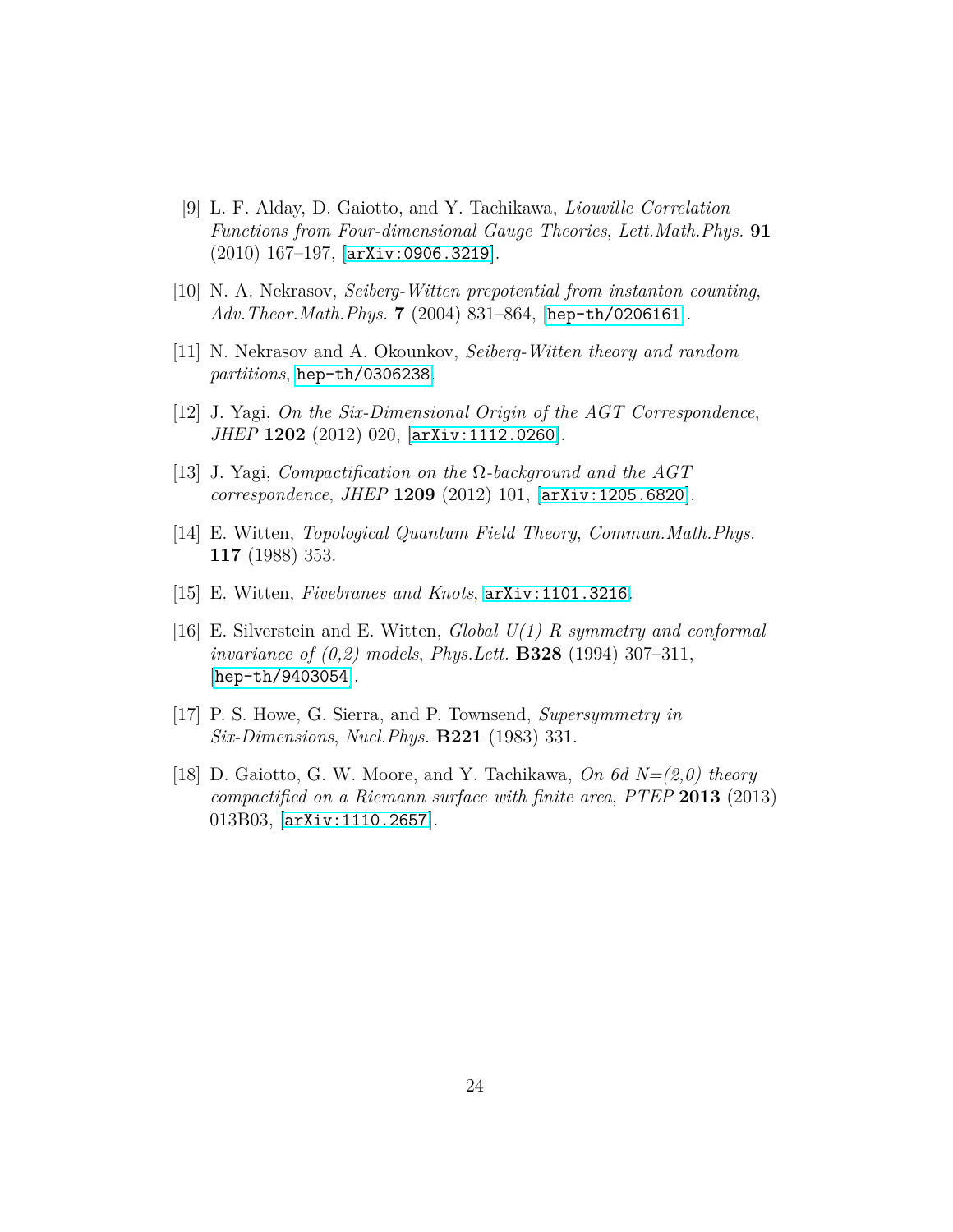[9] L. F. Alday, D. Gaiotto, and Y. Tachikawa, *Liouville Correlation Functions from Four-dimensional Gauge Theories*, *Lett.Math.Phys.* **91** (2010) 167–197, [arXiv:0906.3219].

[10] N. A. Nekrasov, *Seiberg-Witten prepotential from instanton counting*, *Adv.Theor.Math.Phys.* **7** (2004) 831–864, [hep-th/0206161].

[11] N. Nekrasov and A. Okounkov, *Seiberg-Witten theory and random partitions*, hep-th/0306238.

[12] J. Yagi, *On the Six-Dimensional Origin of the AGT Correspondence*, *JHEP* **1202** (2012) 020, [arXiv:1112.0260].

[13] J. Yagi, *Compactification on the Ω-background and the AGT correspondence*, *JHEP* **1209** (2012) 101, [arXiv:1205.6820].

[14] E. Witten, *Topological Quantum Field Theory*, *Commun.Math.Phys.* **117** (1988) 353.

[15] E. Witten, *Fivebranes and Knots*, arXiv:1101.3216.

[16] E. Silverstein and E. Witten, *Global U(1) R symmetry and conformal invariance of (0,2) models*, *Phys.Lett.* **B328** (1994) 307–311, [hep-th/9403054].

[17] P. S. Howe, G. Sierra, and P. Townsend, *Supersymmetry in Six-Dimensions*, *Nucl.Phys.* **B221** (1983) 331.

[18] D. Gaiotto, G. W. Moore, and Y. Tachikawa, *On 6d N=(2,0) theory compactified on a Riemann surface with finite area*, *PTEP* **2013** (2013) 013B03, [arXiv:1110.2657].